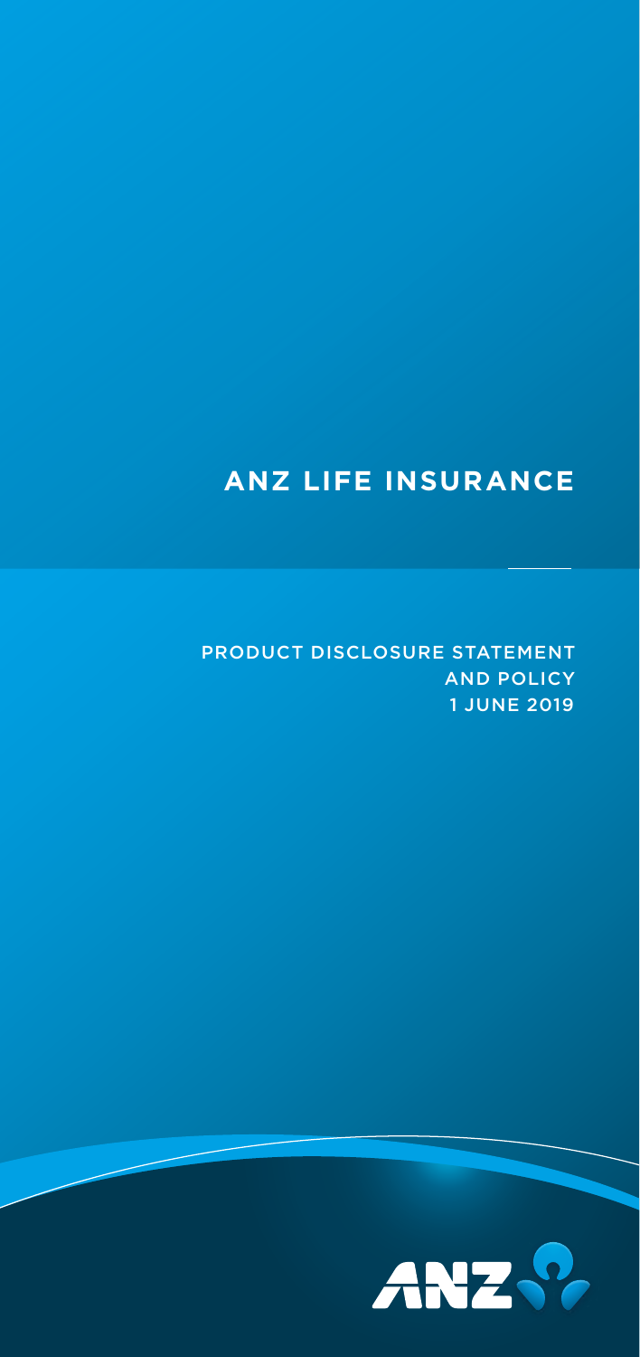# ANZ LIFE INSURANCE

PRODUCT DISCLOSURE STATEMENT AND POLICY
1 JUNE 2019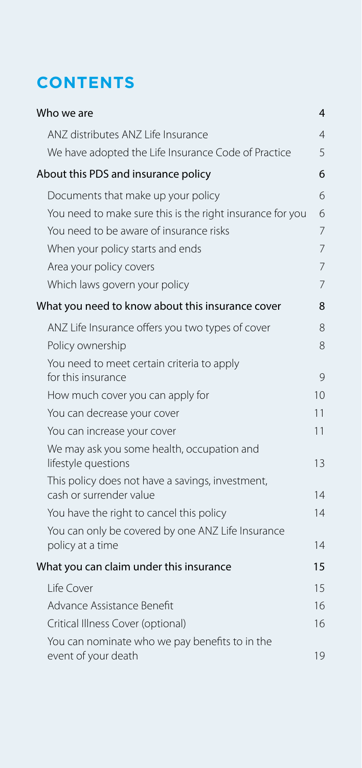# CONTENTS

| | |
|---|---|
| **Who we are** | **4** |
| ANZ distributes ANZ Life Insurance | 4 |
| We have adopted the Life Insurance Code of Practice | 5 |
| **About this PDS and insurance policy** | **6** |
| Documents that make up your policy | 6 |
| You need to make sure this is the right insurance for you | 6 |
| You need to be aware of insurance risks | 7 |
| When your policy starts and ends | 7 |
| Area your policy covers | 7 |
| Which laws govern your policy | 7 |
| **What you need to know about this insurance cover** | **8** |
| ANZ Life Insurance offers you two types of cover | 8 |
| Policy ownership | 8 |
| You need to meet certain criteria to apply for this insurance | 9 |
| How much cover you can apply for | 10 |
| You can decrease your cover | 11 |
| You can increase your cover | 11 |
| We may ask you some health, occupation and lifestyle questions | 13 |
| This policy does not have a savings, investment, cash or surrender value | 14 |
| You have the right to cancel this policy | 14 |
| You can only be covered by one ANZ Life Insurance policy at a time | 14 |
| **What you can claim under this insurance** | **15** |
| Life Cover | 15 |
| Advance Assistance Benefit | 16 |
| Critical Illness Cover (optional) | 16 |
| You can nominate who we pay benefits to in the event of your death | 19 |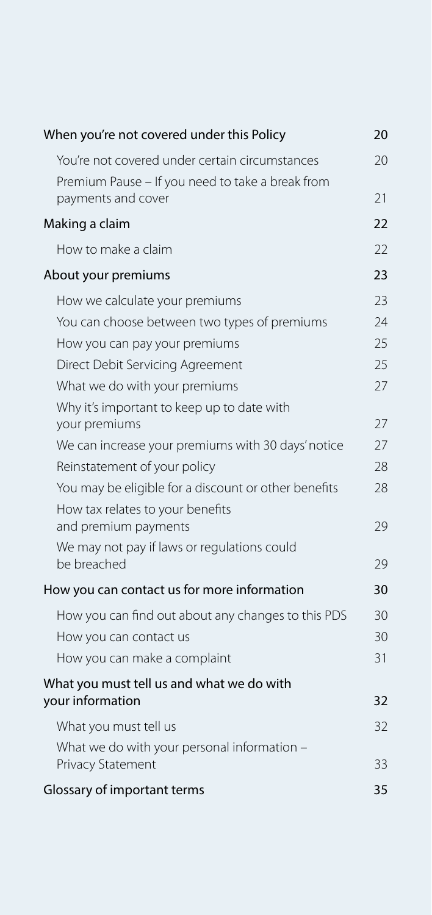| | |
|---|---|
| **When you're not covered under this Policy** | **20** |
| You're not covered under certain circumstances | 20 |
| Premium Pause – If you need to take a break from payments and cover | 21 |
| **Making a claim** | **22** |
| How to make a claim | 22 |
| **About your premiums** | **23** |
| How we calculate your premiums | 23 |
| You can choose between two types of premiums | 24 |
| How you can pay your premiums | 25 |
| Direct Debit Servicing Agreement | 25 |
| What we do with your premiums | 27 |
| Why it's important to keep up to date with your premiums | 27 |
| We can increase your premiums with 30 days' notice | 27 |
| Reinstatement of your policy | 28 |
| You may be eligible for a discount or other benefits | 28 |
| How tax relates to your benefits and premium payments | 29 |
| We may not pay if laws or regulations could be breached | 29 |
| **How you can contact us for more information** | **30** |
| How you can find out about any changes to this PDS | 30 |
| How you can contact us | 30 |
| How you can make a complaint | 31 |
| **What you must tell us and what we do with your information** | **32** |
| What you must tell us | 32 |
| What we do with your personal information – Privacy Statement | 33 |
| **Glossary of important terms** | **35** |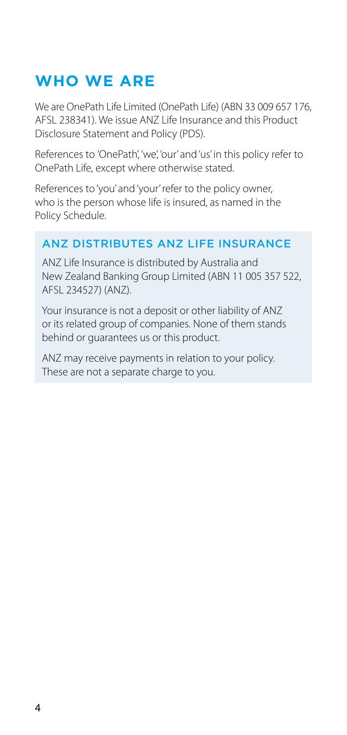# WHO WE ARE

We are OnePath Life Limited (OnePath Life) (ABN 33 009 657 176, AFSL 238341). We issue ANZ Life Insurance and this Product Disclosure Statement and Policy (PDS).

References to 'OnePath', 'we', 'our' and 'us' in this policy refer to OnePath Life, except where otherwise stated.

References to 'you' and 'your' refer to the policy owner, who is the person whose life is insured, as named in the Policy Schedule.

## ANZ DISTRIBUTES ANZ LIFE INSURANCE

ANZ Life Insurance is distributed by Australia and New Zealand Banking Group Limited (ABN 11 005 357 522, AFSL 234527) (ANZ).

Your insurance is not a deposit or other liability of ANZ or its related group of companies. None of them stands behind or guarantees us or this product.

ANZ may receive payments in relation to your policy. These are not a separate charge to you.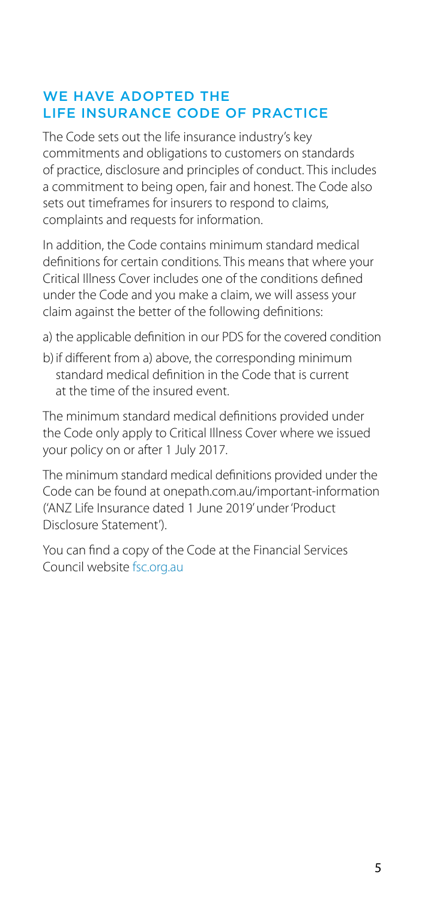## WE HAVE ADOPTED THE LIFE INSURANCE CODE OF PRACTICE

The Code sets out the life insurance industry's key commitments and obligations to customers on standards of practice, disclosure and principles of conduct. This includes a commitment to being open, fair and honest. The Code also sets out timeframes for insurers to respond to claims, complaints and requests for information.

In addition, the Code contains minimum standard medical definitions for certain conditions. This means that where your Critical Illness Cover includes one of the conditions defined under the Code and you make a claim, we will assess your claim against the better of the following definitions:

a) the applicable definition in our PDS for the covered condition

b) if different from a) above, the corresponding minimum standard medical definition in the Code that is current at the time of the insured event.

The minimum standard medical definitions provided under the Code only apply to Critical Illness Cover where we issued your policy on or after 1 July 2017.

The minimum standard medical definitions provided under the Code can be found at onepath.com.au/important-information ('ANZ Life Insurance dated 1 June 2019' under 'Product Disclosure Statement').

You can find a copy of the Code at the Financial Services Council website fsc.org.au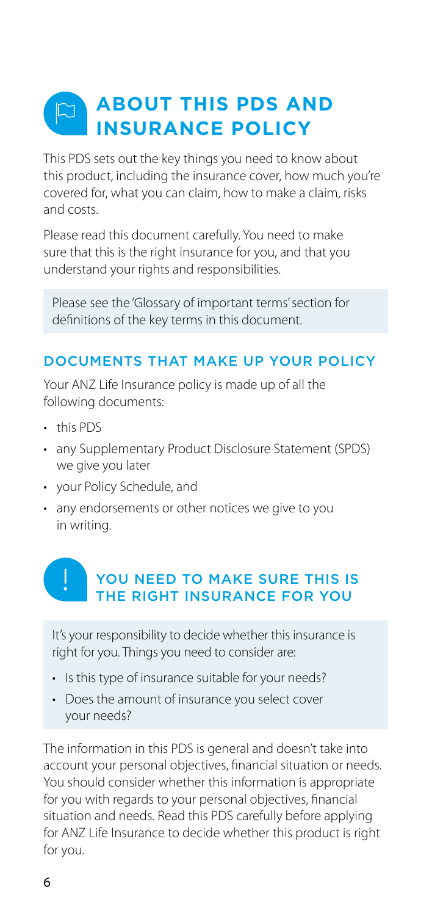# ABOUT THIS PDS AND INSURANCE POLICY

This PDS sets out the key things you need to know about this product, including the insurance cover, how much you're covered for, what you can claim, how to make a claim, risks and costs.

Please read this document carefully. You need to make sure that this is the right insurance for you, and that you understand your rights and responsibilities.

> Please see the 'Glossary of important terms' section for definitions of the key terms in this document.

## DOCUMENTS THAT MAKE UP YOUR POLICY

Your ANZ Life Insurance policy is made up of all the following documents:

- this PDS
- any Supplementary Product Disclosure Statement (SPDS) we give you later
- your Policy Schedule, and
- any endorsements or other notices we give to you in writing.

## YOU NEED TO MAKE SURE THIS IS THE RIGHT INSURANCE FOR YOU

> It's your responsibility to decide whether this insurance is right for you. Things you need to consider are:
>
> - Is this type of insurance suitable for your needs?
> - Does the amount of insurance you select cover your needs?

The information in this PDS is general and doesn't take into account your personal objectives, financial situation or needs. You should consider whether this information is appropriate for you with regards to your personal objectives, financial situation and needs. Read this PDS carefully before applying for ANZ Life Insurance to decide whether this product is right for you.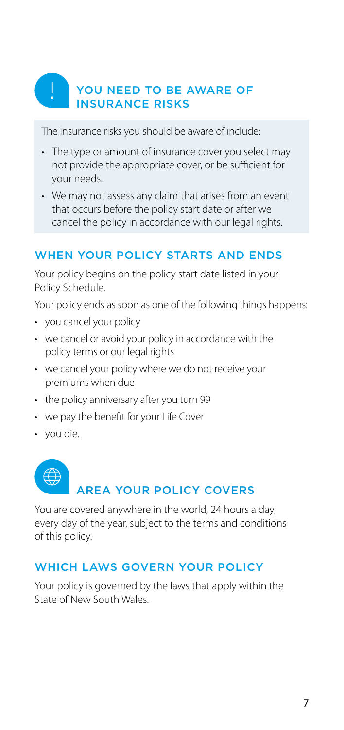## YOU NEED TO BE AWARE OF INSURANCE RISKS

The insurance risks you should be aware of include:

- The type or amount of insurance cover you select may not provide the appropriate cover, or be sufficient for your needs.
- We may not assess any claim that arises from an event that occurs before the policy start date or after we cancel the policy in accordance with our legal rights.

## WHEN YOUR POLICY STARTS AND ENDS

Your policy begins on the policy start date listed in your Policy Schedule.

Your policy ends as soon as one of the following things happens:

- you cancel your policy
- we cancel or avoid your policy in accordance with the policy terms or our legal rights
- we cancel your policy where we do not receive your premiums when due
- the policy anniversary after you turn 99
- we pay the benefit for your Life Cover
- you die.

## AREA YOUR POLICY COVERS

You are covered anywhere in the world, 24 hours a day, every day of the year, subject to the terms and conditions of this policy.

## WHICH LAWS GOVERN YOUR POLICY

Your policy is governed by the laws that apply within the State of New South Wales.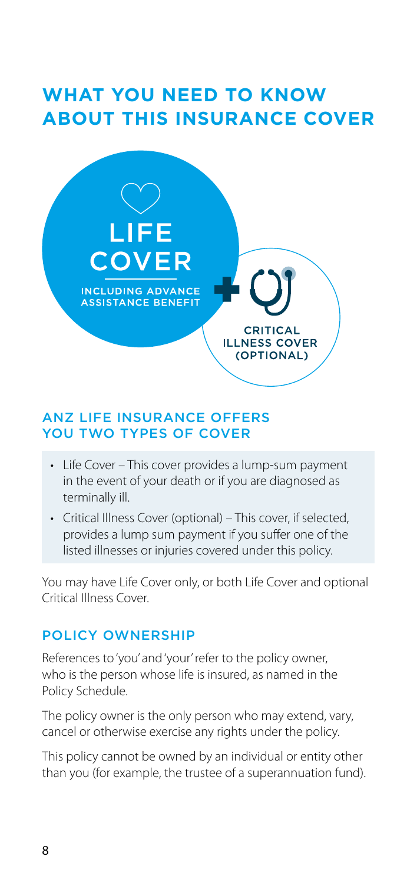# WHAT YOU NEED TO KNOW ABOUT THIS INSURANCE COVER

LIFE COVER

INCLUDING ADVANCE ASSISTANCE BENEFIT

CRITICAL ILLNESS COVER (OPTIONAL)

## ANZ LIFE INSURANCE OFFERS YOU TWO TYPES OF COVER

- Life Cover – This cover provides a lump-sum payment in the event of your death or if you are diagnosed as terminally ill.
- Critical Illness Cover (optional) – This cover, if selected, provides a lump sum payment if you suffer one of the listed illnesses or injuries covered under this policy.

You may have Life Cover only, or both Life Cover and optional Critical Illness Cover.

## POLICY OWNERSHIP

References to 'you' and 'your' refer to the policy owner, who is the person whose life is insured, as named in the Policy Schedule.

The policy owner is the only person who may extend, vary, cancel or otherwise exercise any rights under the policy.

This policy cannot be owned by an individual or entity other than you (for example, the trustee of a superannuation fund).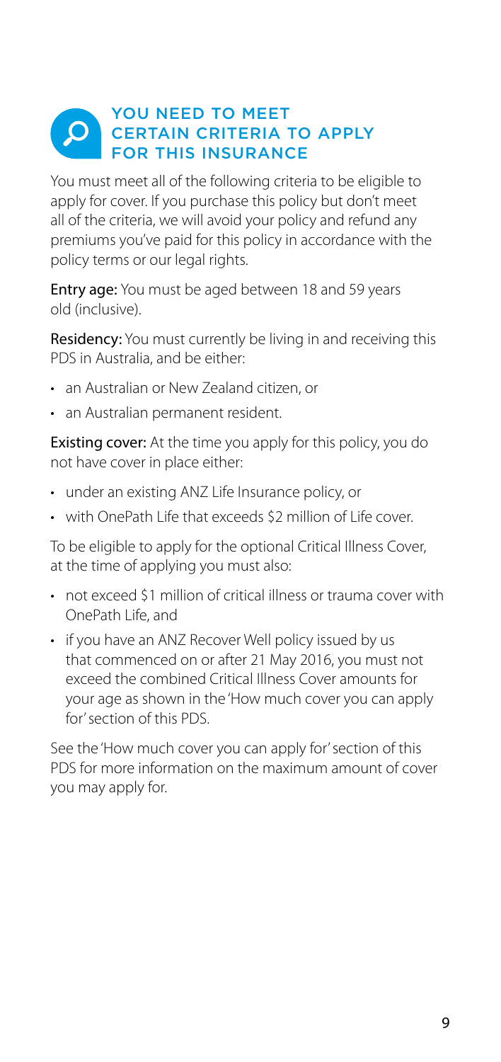## YOU NEED TO MEET CERTAIN CRITERIA TO APPLY FOR THIS INSURANCE

You must meet all of the following criteria to be eligible to apply for cover. If you purchase this policy but don't meet all of the criteria, we will avoid your policy and refund any premiums you've paid for this policy in accordance with the policy terms or our legal rights.

**Entry age:** You must be aged between 18 and 59 years old (inclusive).

**Residency:** You must currently be living in and receiving this PDS in Australia, and be either:

- an Australian or New Zealand citizen, or
- an Australian permanent resident.

**Existing cover:** At the time you apply for this policy, you do not have cover in place either:

- under an existing ANZ Life Insurance policy, or
- with OnePath Life that exceeds $2 million of Life cover.

To be eligible to apply for the optional Critical Illness Cover, at the time of applying you must also:

- not exceed $1 million of critical illness or trauma cover with OnePath Life, and
- if you have an ANZ Recover Well policy issued by us that commenced on or after 21 May 2016, you must not exceed the combined Critical Illness Cover amounts for your age as shown in the 'How much cover you can apply for' section of this PDS.

See the 'How much cover you can apply for' section of this PDS for more information on the maximum amount of cover you may apply for.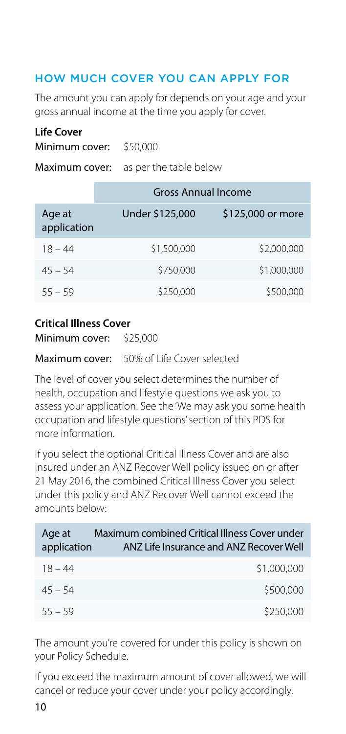## HOW MUCH COVER YOU CAN APPLY FOR

The amount you can apply for depends on your age and your gross annual income at the time you apply for cover.

**Life Cover**

Minimum cover: $50,000

Maximum cover: as per the table below

| | Gross Annual Income | |
|---|---|---|
| Age at application | Under $125,000 | $125,000 or more |
| 18 – 44 | $1,500,000 | $2,000,000 |
| 45 – 54 | $750,000 | $1,000,000 |
| 55 – 59 | $250,000 | $500,000 |

**Critical Illness Cover**

Minimum cover: $25,000

Maximum cover: 50% of Life Cover selected

The level of cover you select determines the number of health, occupation and lifestyle questions we ask you to assess your application. See the 'We may ask you some health occupation and lifestyle questions' section of this PDS for more information.

If you select the optional Critical Illness Cover and are also insured under an ANZ Recover Well policy issued on or after 21 May 2016, the combined Critical Illness Cover you select under this policy and ANZ Recover Well cannot exceed the amounts below:

| Age at application | Maximum combined Critical Illness Cover under ANZ Life Insurance and ANZ Recover Well |
|---|---|
| 18 – 44 | $1,000,000 |
| 45 – 54 | $500,000 |
| 55 – 59 | $250,000 |

The amount you're covered for under this policy is shown on your Policy Schedule.

If you exceed the maximum amount of cover allowed, we will cancel or reduce your cover under your policy accordingly.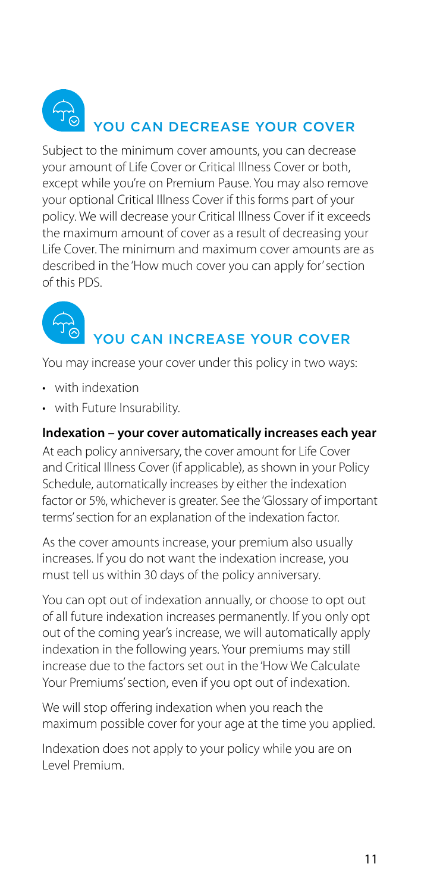## YOU CAN DECREASE YOUR COVER

Subject to the minimum cover amounts, you can decrease your amount of Life Cover or Critical Illness Cover or both, except while you're on Premium Pause. You may also remove your optional Critical Illness Cover if this forms part of your policy. We will decrease your Critical Illness Cover if it exceeds the maximum amount of cover as a result of decreasing your Life Cover. The minimum and maximum cover amounts are as described in the 'How much cover you can apply for' section of this PDS.

## YOU CAN INCREASE YOUR COVER

You may increase your cover under this policy in two ways:

- with indexation
- with Future Insurability.

**Indexation – your cover automatically increases each year**

At each policy anniversary, the cover amount for Life Cover and Critical Illness Cover (if applicable), as shown in your Policy Schedule, automatically increases by either the indexation factor or 5%, whichever is greater. See the 'Glossary of important terms' section for an explanation of the indexation factor.

As the cover amounts increase, your premium also usually increases. If you do not want the indexation increase, you must tell us within 30 days of the policy anniversary.

You can opt out of indexation annually, or choose to opt out of all future indexation increases permanently. If you only opt out of the coming year's increase, we will automatically apply indexation in the following years. Your premiums may still increase due to the factors set out in the 'How We Calculate Your Premiums' section, even if you opt out of indexation.

We will stop offering indexation when you reach the maximum possible cover for your age at the time you applied.

Indexation does not apply to your policy while you are on Level Premium.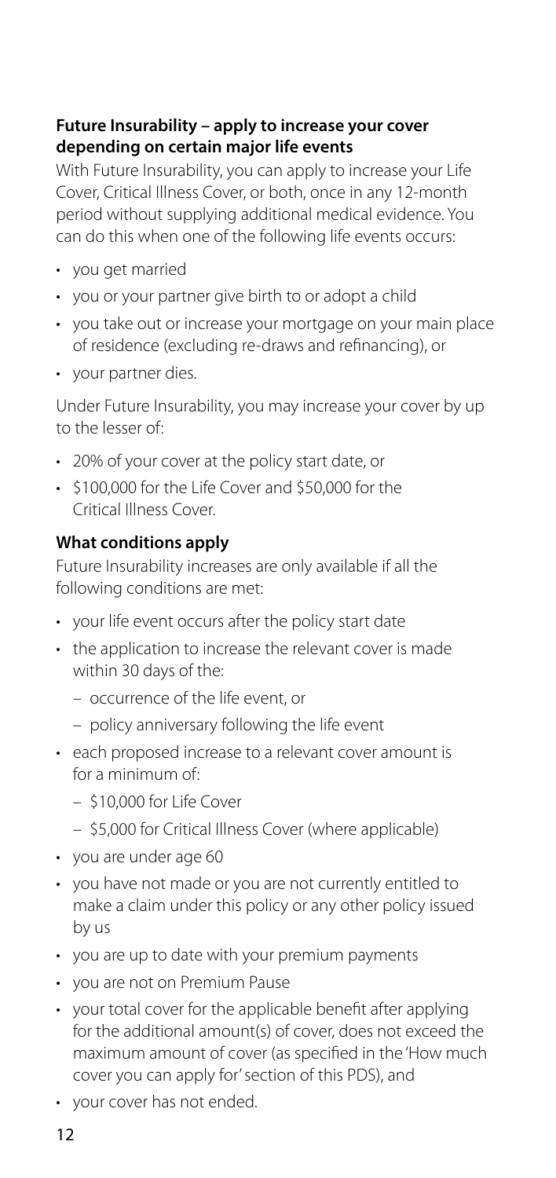### Future Insurability – apply to increase your cover depending on certain major life events

With Future Insurability, you can apply to increase your Life Cover, Critical Illness Cover, or both, once in any 12-month period without supplying additional medical evidence. You can do this when one of the following life events occurs:

- you get married
- you or your partner give birth to or adopt a child
- you take out or increase your mortgage on your main place of residence (excluding re-draws and refinancing), or
- your partner dies.

Under Future Insurability, you may increase your cover by up to the lesser of:

- 20% of your cover at the policy start date, or
- $100,000 for the Life Cover and $50,000 for the Critical Illness Cover.

### What conditions apply

Future Insurability increases are only available if all the following conditions are met:

- your life event occurs after the policy start date
- the application to increase the relevant cover is made within 30 days of the:
  - occurrence of the life event, or
  - policy anniversary following the life event
- each proposed increase to a relevant cover amount is for a minimum of:
  - $10,000 for Life Cover
  - $5,000 for Critical Illness Cover (where applicable)
- you are under age 60
- you have not made or you are not currently entitled to make a claim under this policy or any other policy issued by us
- you are up to date with your premium payments
- you are not on Premium Pause
- your total cover for the applicable benefit after applying for the additional amount(s) of cover, does not exceed the maximum amount of cover (as specified in the 'How much cover you can apply for' section of this PDS), and
- your cover has not ended.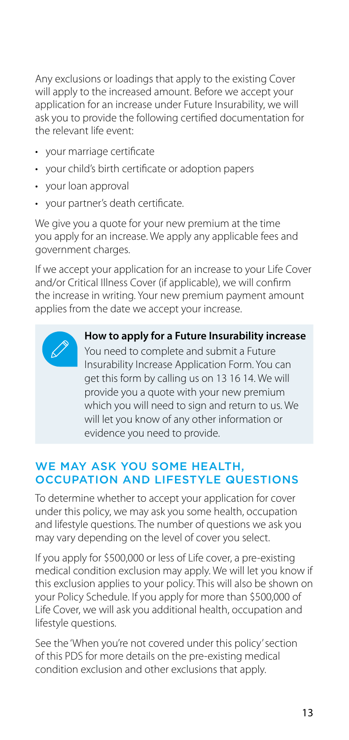Any exclusions or loadings that apply to the existing Cover will apply to the increased amount. Before we accept your application for an increase under Future Insurability, we will ask you to provide the following certified documentation for the relevant life event:

- your marriage certificate
- your child's birth certificate or adoption papers
- your loan approval
- your partner's death certificate.

We give you a quote for your new premium at the time you apply for an increase. We apply any applicable fees and government charges.

If we accept your application for an increase to your Life Cover and/or Critical Illness Cover (if applicable), we will confirm the increase in writing. Your new premium payment amount applies from the date we accept your increase.

> **How to apply for a Future Insurability increase**
>
> You need to complete and submit a Future Insurability Increase Application Form. You can get this form by calling us on 13 16 14. We will provide you a quote with your new premium which you will need to sign and return to us. We will let you know of any other information or evidence you need to provide.

## WE MAY ASK YOU SOME HEALTH, OCCUPATION AND LIFESTYLE QUESTIONS

To determine whether to accept your application for cover under this policy, we may ask you some health, occupation and lifestyle questions. The number of questions we ask you may vary depending on the level of cover you select.

If you apply for $500,000 or less of Life cover, a pre-existing medical condition exclusion may apply. We will let you know if this exclusion applies to your policy. This will also be shown on your Policy Schedule. If you apply for more than $500,000 of Life Cover, we will ask you additional health, occupation and lifestyle questions.

See the 'When you're not covered under this policy' section of this PDS for more details on the pre-existing medical condition exclusion and other exclusions that apply.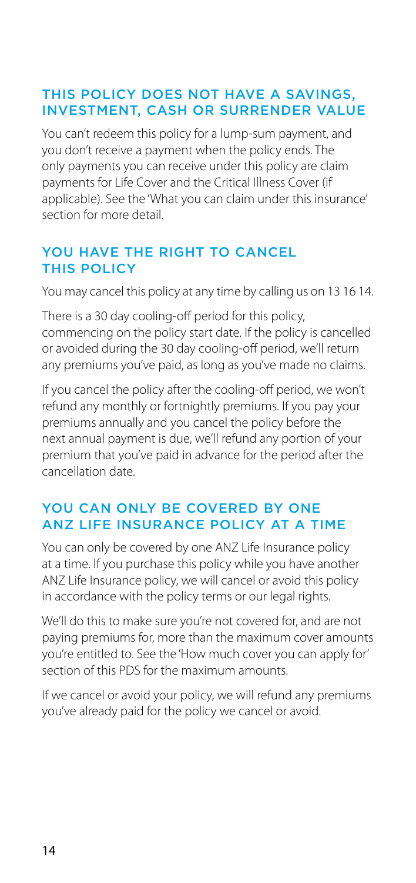## THIS POLICY DOES NOT HAVE A SAVINGS, INVESTMENT, CASH OR SURRENDER VALUE

You can't redeem this policy for a lump-sum payment, and you don't receive a payment when the policy ends. The only payments you can receive under this policy are claim payments for Life Cover and the Critical Illness Cover (if applicable). See the 'What you can claim under this insurance' section for more detail.

## YOU HAVE THE RIGHT TO CANCEL THIS POLICY

You may cancel this policy at any time by calling us on 13 16 14.

There is a 30 day cooling-off period for this policy, commencing on the policy start date. If the policy is cancelled or avoided during the 30 day cooling-off period, we'll return any premiums you've paid, as long as you've made no claims.

If you cancel the policy after the cooling-off period, we won't refund any monthly or fortnightly premiums. If you pay your premiums annually and you cancel the policy before the next annual payment is due, we'll refund any portion of your premium that you've paid in advance for the period after the cancellation date.

## YOU CAN ONLY BE COVERED BY ONE ANZ LIFE INSURANCE POLICY AT A TIME

You can only be covered by one ANZ Life Insurance policy at a time. If you purchase this policy while you have another ANZ Life Insurance policy, we will cancel or avoid this policy in accordance with the policy terms or our legal rights.

We'll do this to make sure you're not covered for, and are not paying premiums for, more than the maximum cover amounts you're entitled to. See the 'How much cover you can apply for' section of this PDS for the maximum amounts.

If we cancel or avoid your policy, we will refund any premiums you've already paid for the policy we cancel or avoid.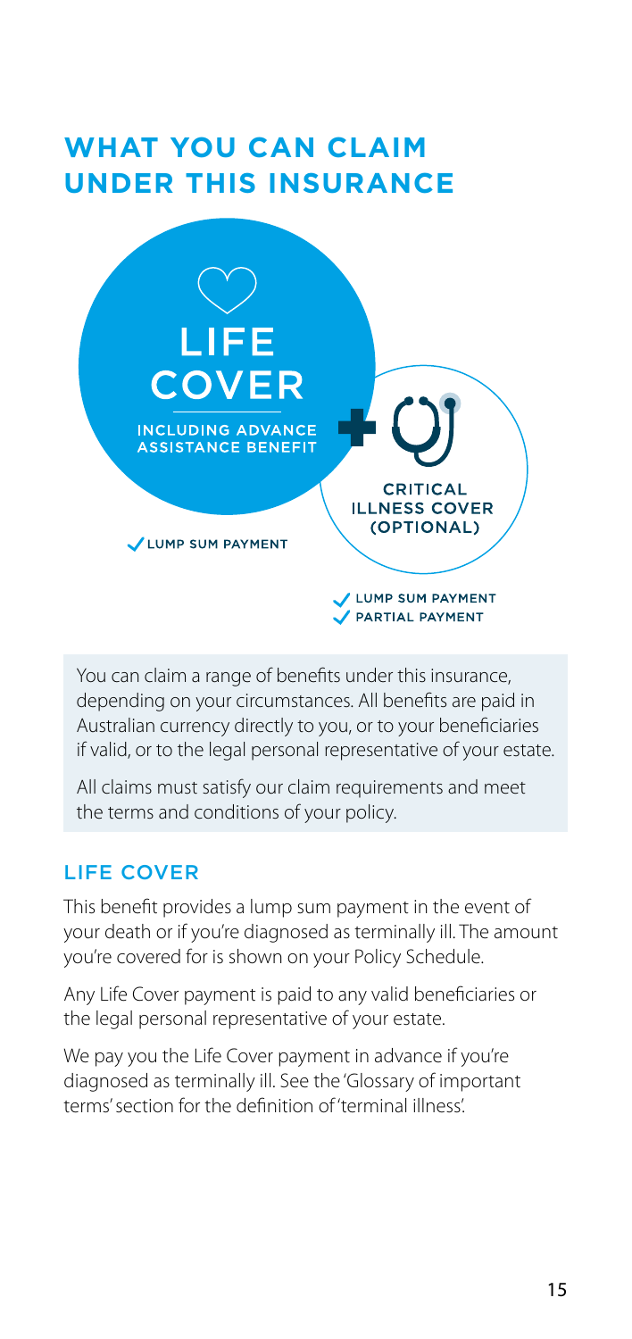# WHAT YOU CAN CLAIM UNDER THIS INSURANCE

LIFE COVER

INCLUDING ADVANCE ASSISTANCE BENEFIT

✓ LUMP SUM PAYMENT

CRITICAL ILLNESS COVER (OPTIONAL)

✓ LUMP SUM PAYMENT
✓ PARTIAL PAYMENT

You can claim a range of benefits under this insurance, depending on your circumstances. All benefits are paid in Australian currency directly to you, or to your beneficiaries if valid, or to the legal personal representative of your estate.

All claims must satisfy our claim requirements and meet the terms and conditions of your policy.

## LIFE COVER

This benefit provides a lump sum payment in the event of your death or if you're diagnosed as terminally ill. The amount you're covered for is shown on your Policy Schedule.

Any Life Cover payment is paid to any valid beneficiaries or the legal personal representative of your estate.

We pay you the Life Cover payment in advance if you're diagnosed as terminally ill. See the 'Glossary of important terms' section for the definition of 'terminal illness'.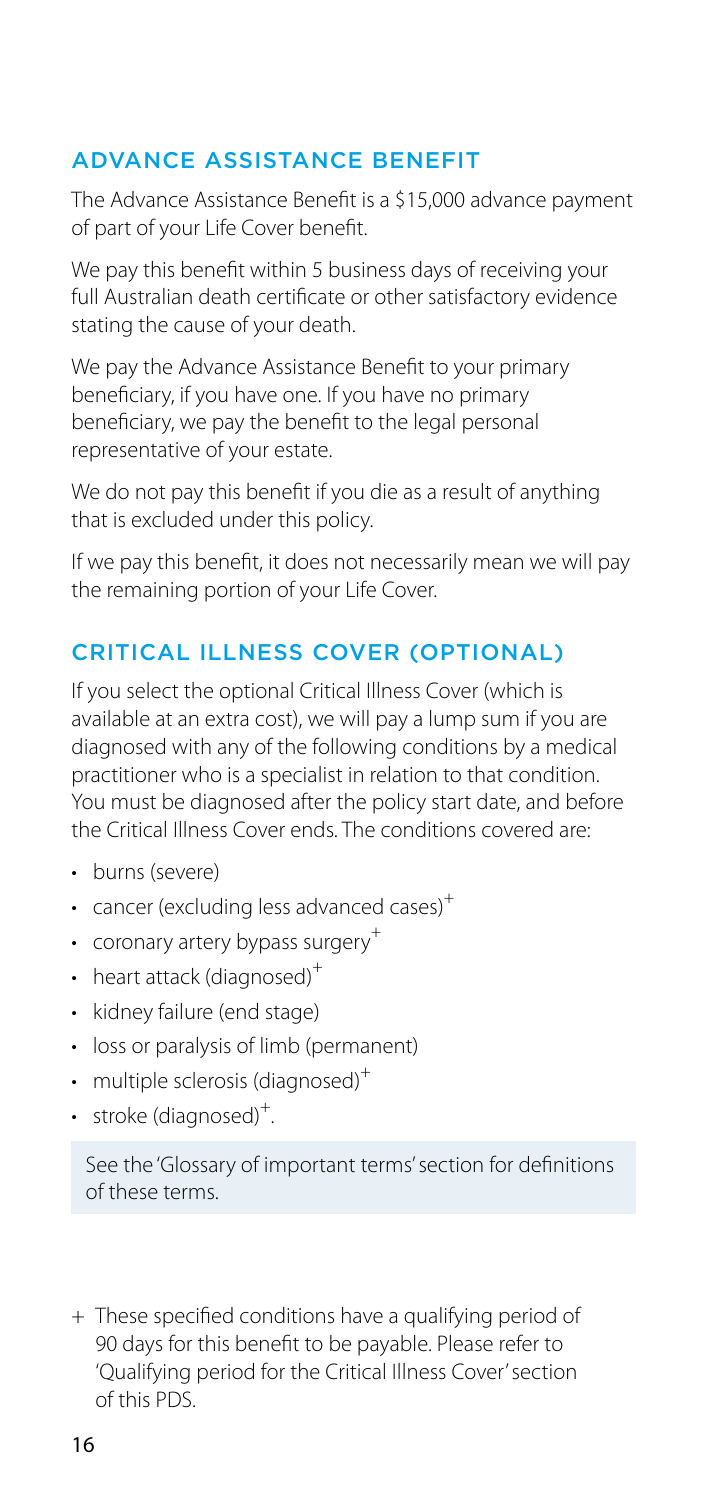## ADVANCE ASSISTANCE BENEFIT

The Advance Assistance Benefit is a $15,000 advance payment of part of your Life Cover benefit.

We pay this benefit within 5 business days of receiving your full Australian death certificate or other satisfactory evidence stating the cause of your death.

We pay the Advance Assistance Benefit to your primary beneficiary, if you have one. If you have no primary beneficiary, we pay the benefit to the legal personal representative of your estate.

We do not pay this benefit if you die as a result of anything that is excluded under this policy.

If we pay this benefit, it does not necessarily mean we will pay the remaining portion of your Life Cover.

## CRITICAL ILLNESS COVER (OPTIONAL)

If you select the optional Critical Illness Cover (which is available at an extra cost), we will pay a lump sum if you are diagnosed with any of the following conditions by a medical practitioner who is a specialist in relation to that condition. You must be diagnosed after the policy start date, and before the Critical Illness Cover ends. The conditions covered are:

- burns (severe)
- cancer (excluding less advanced cases)[+]
- coronary artery bypass surgery[+]
- heart attack (diagnosed)[+]
- kidney failure (end stage)
- loss or paralysis of limb (permanent)
- multiple sclerosis (diagnosed)[+]
- stroke (diagnosed)[+].

See the 'Glossary of important terms' section for definitions of these terms.

+ These specified conditions have a qualifying period of 90 days for this benefit to be payable. Please refer to 'Qualifying period for the Critical Illness Cover' section of this PDS.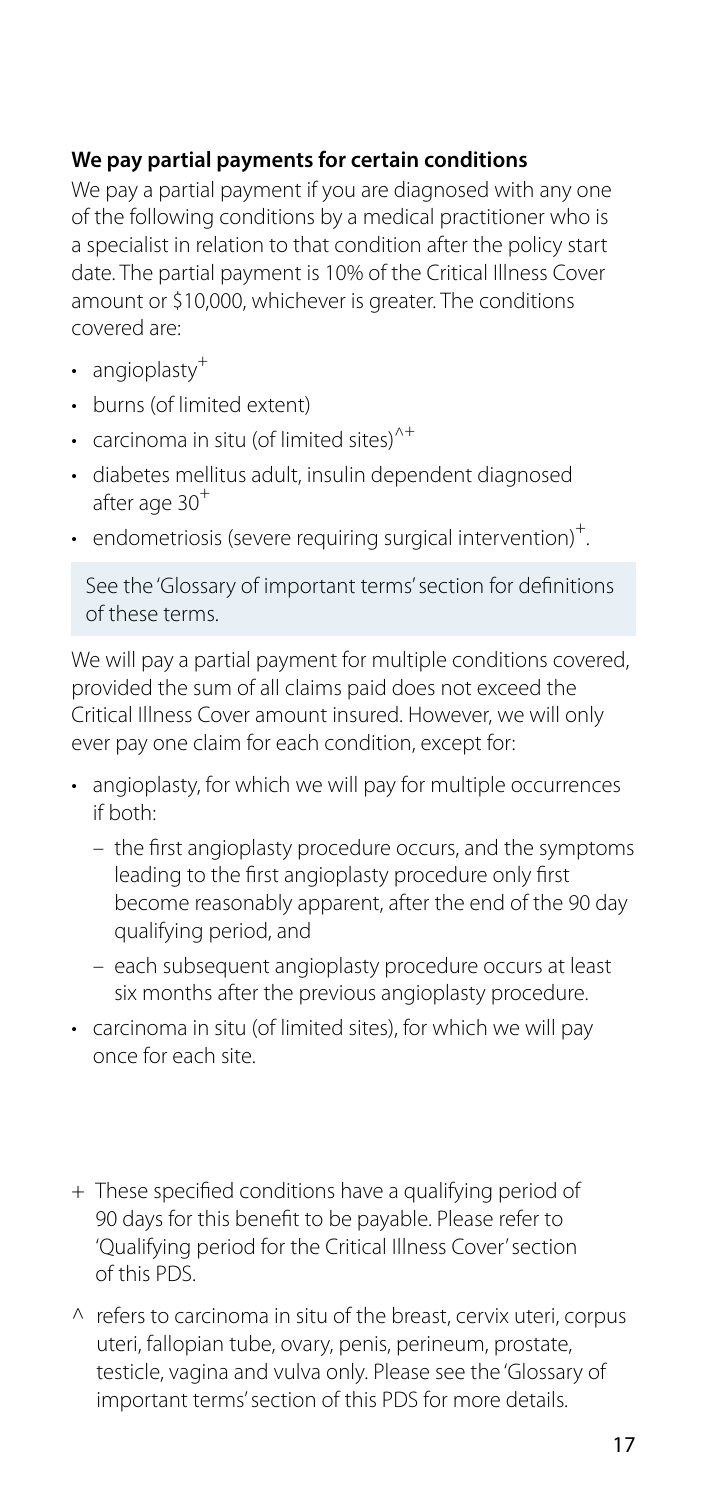**We pay partial payments for certain conditions**

We pay a partial payment if you are diagnosed with any one of the following conditions by a medical practitioner who is a specialist in relation to that condition after the policy start date. The partial payment is 10% of the Critical Illness Cover amount or $10,000, whichever is greater. The conditions covered are:

- angioplasty+
- burns (of limited extent)
- carcinoma in situ (of limited sites)^+
- diabetes mellitus adult, insulin dependent diagnosed after age 30+
- endometriosis (severe requiring surgical intervention)+.

See the 'Glossary of important terms' section for definitions of these terms.

We will pay a partial payment for multiple conditions covered, provided the sum of all claims paid does not exceed the Critical Illness Cover amount insured. However, we will only ever pay one claim for each condition, except for:

- angioplasty, for which we will pay for multiple occurrences if both:
  - the first angioplasty procedure occurs, and the symptoms leading to the first angioplasty procedure only first become reasonably apparent, after the end of the 90 day qualifying period, and
  - each subsequent angioplasty procedure occurs at least six months after the previous angioplasty procedure.
- carcinoma in situ (of limited sites), for which we will pay once for each site.

+ These specified conditions have a qualifying period of 90 days for this benefit to be payable. Please refer to 'Qualifying period for the Critical Illness Cover' section of this PDS.

^ refers to carcinoma in situ of the breast, cervix uteri, corpus uteri, fallopian tube, ovary, penis, perineum, prostate, testicle, vagina and vulva only. Please see the 'Glossary of important terms' section of this PDS for more details.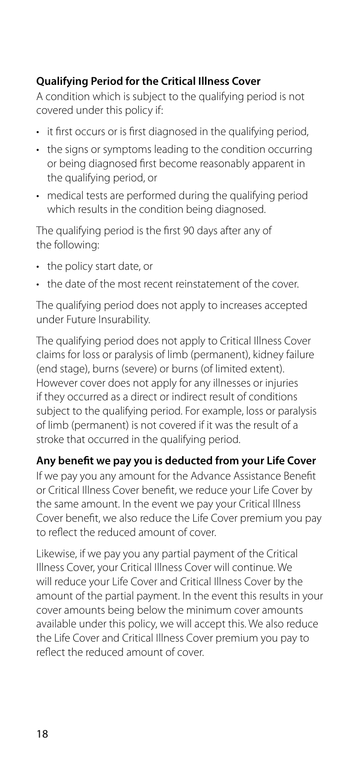**Qualifying Period for the Critical Illness Cover**

A condition which is subject to the qualifying period is not covered under this policy if:

- it first occurs or is first diagnosed in the qualifying period,
- the signs or symptoms leading to the condition occurring or being diagnosed first become reasonably apparent in the qualifying period, or
- medical tests are performed during the qualifying period which results in the condition being diagnosed.

The qualifying period is the first 90 days after any of the following:

- the policy start date, or
- the date of the most recent reinstatement of the cover.

The qualifying period does not apply to increases accepted under Future Insurability.

The qualifying period does not apply to Critical Illness Cover claims for loss or paralysis of limb (permanent), kidney failure (end stage), burns (severe) or burns (of limited extent). However cover does not apply for any illnesses or injuries if they occurred as a direct or indirect result of conditions subject to the qualifying period. For example, loss or paralysis of limb (permanent) is not covered if it was the result of a stroke that occurred in the qualifying period.

**Any benefit we pay you is deducted from your Life Cover**

If we pay you any amount for the Advance Assistance Benefit or Critical Illness Cover benefit, we reduce your Life Cover by the same amount. In the event we pay your Critical Illness Cover benefit, we also reduce the Life Cover premium you pay to reflect the reduced amount of cover.

Likewise, if we pay you any partial payment of the Critical Illness Cover, your Critical Illness Cover will continue. We will reduce your Life Cover and Critical Illness Cover by the amount of the partial payment. In the event this results in your cover amounts being below the minimum cover amounts available under this policy, we will accept this. We also reduce the Life Cover and Critical Illness Cover premium you pay to reflect the reduced amount of cover.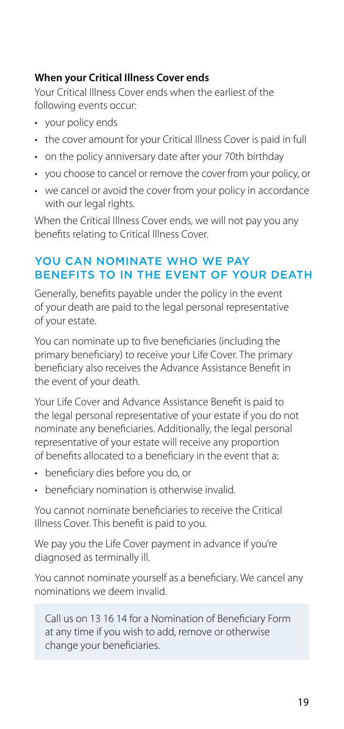### When your Critical Illness Cover ends

Your Critical Illness Cover ends when the earliest of the following events occur:

- your policy ends
- the cover amount for your Critical Illness Cover is paid in full
- on the policy anniversary date after your 70th birthday
- you choose to cancel or remove the cover from your policy, or
- we cancel or avoid the cover from your policy in accordance with our legal rights.

When the Critical Illness Cover ends, we will not pay you any benefits relating to Critical Illness Cover.

## YOU CAN NOMINATE WHO WE PAY BENEFITS TO IN THE EVENT OF YOUR DEATH

Generally, benefits payable under the policy in the event of your death are paid to the legal personal representative of your estate.

You can nominate up to five beneficiaries (including the primary beneficiary) to receive your Life Cover. The primary beneficiary also receives the Advance Assistance Benefit in the event of your death.

Your Life Cover and Advance Assistance Benefit is paid to the legal personal representative of your estate if you do not nominate any beneficiaries. Additionally, the legal personal representative of your estate will receive any proportion of benefits allocated to a beneficiary in the event that a:

- beneficiary dies before you do, or
- beneficiary nomination is otherwise invalid.

You cannot nominate beneficiaries to receive the Critical Illness Cover. This benefit is paid to you.

We pay you the Life Cover payment in advance if you're diagnosed as terminally ill.

You cannot nominate yourself as a beneficiary. We cancel any nominations we deem invalid.

Call us on 13 16 14 for a Nomination of Beneficiary Form at any time if you wish to add, remove or otherwise change your beneficiaries.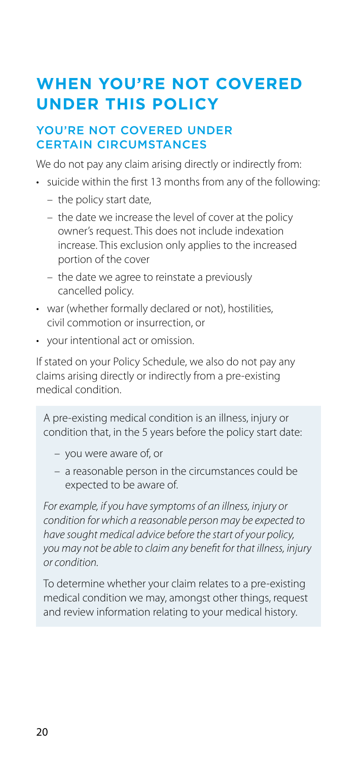# WHEN YOU'RE NOT COVERED UNDER THIS POLICY

## YOU'RE NOT COVERED UNDER CERTAIN CIRCUMSTANCES

We do not pay any claim arising directly or indirectly from:

- suicide within the first 13 months from any of the following:
  - the policy start date,
  - the date we increase the level of cover at the policy owner's request. This does not include indexation increase. This exclusion only applies to the increased portion of the cover
  - the date we agree to reinstate a previously cancelled policy.
- war (whether formally declared or not), hostilities, civil commotion or insurrection, or
- your intentional act or omission.

If stated on your Policy Schedule, we also do not pay any claims arising directly or indirectly from a pre-existing medical condition.

A pre-existing medical condition is an illness, injury or condition that, in the 5 years before the policy start date:

- you were aware of, or
- a reasonable person in the circumstances could be expected to be aware of.

*For example, if you have symptoms of an illness, injury or condition for which a reasonable person may be expected to have sought medical advice before the start of your policy, you may not be able to claim any benefit for that illness, injury or condition.*

To determine whether your claim relates to a pre-existing medical condition we may, amongst other things, request and review information relating to your medical history.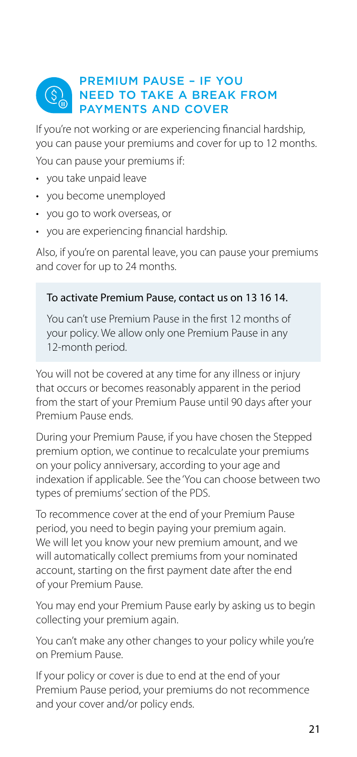## PREMIUM PAUSE – IF YOU NEED TO TAKE A BREAK FROM PAYMENTS AND COVER

If you're not working or are experiencing financial hardship, you can pause your premiums and cover for up to 12 months.

You can pause your premiums if:

- you take unpaid leave
- you become unemployed
- you go to work overseas, or
- you are experiencing financial hardship.

Also, if you're on parental leave, you can pause your premiums and cover for up to 24 months.

> To activate Premium Pause, contact us on 13 16 14.
>
> You can't use Premium Pause in the first 12 months of your policy. We allow only one Premium Pause in any 12-month period.

You will not be covered at any time for any illness or injury that occurs or becomes reasonably apparent in the period from the start of your Premium Pause until 90 days after your Premium Pause ends.

During your Premium Pause, if you have chosen the Stepped premium option, we continue to recalculate your premiums on your policy anniversary, according to your age and indexation if applicable. See the 'You can choose between two types of premiums' section of the PDS.

To recommence cover at the end of your Premium Pause period, you need to begin paying your premium again. We will let you know your new premium amount, and we will automatically collect premiums from your nominated account, starting on the first payment date after the end of your Premium Pause.

You may end your Premium Pause early by asking us to begin collecting your premium again.

You can't make any other changes to your policy while you're on Premium Pause.

If your policy or cover is due to end at the end of your Premium Pause period, your premiums do not recommence and your cover and/or policy ends.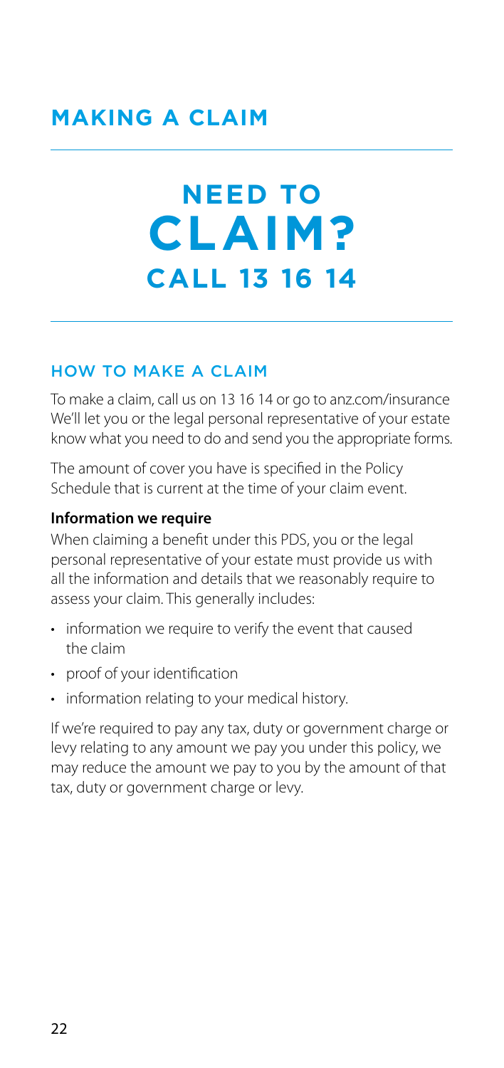# MAKING A CLAIM

## NEED TO CLAIM? CALL 13 16 14

### HOW TO MAKE A CLAIM

To make a claim, call us on 13 16 14 or go to anz.com/insurance We'll let you or the legal personal representative of your estate know what you need to do and send you the appropriate forms.

The amount of cover you have is specified in the Policy Schedule that is current at the time of your claim event.

**Information we require**

When claiming a benefit under this PDS, you or the legal personal representative of your estate must provide us with all the information and details that we reasonably require to assess your claim. This generally includes:

- information we require to verify the event that caused the claim
- proof of your identification
- information relating to your medical history.

If we're required to pay any tax, duty or government charge or levy relating to any amount we pay you under this policy, we may reduce the amount we pay to you by the amount of that tax, duty or government charge or levy.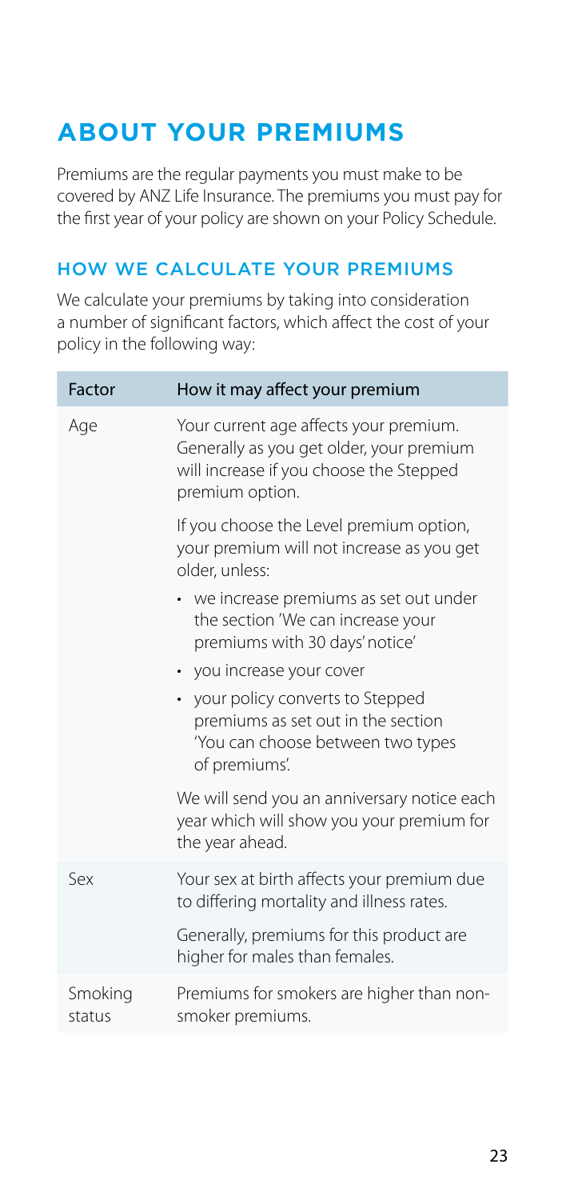# ABOUT YOUR PREMIUMS

Premiums are the regular payments you must make to be covered by ANZ Life Insurance. The premiums you must pay for the first year of your policy are shown on your Policy Schedule.

## HOW WE CALCULATE YOUR PREMIUMS

We calculate your premiums by taking into consideration a number of significant factors, which affect the cost of your policy in the following way:

| Factor | How it may affect your premium |
|---|---|
| Age | Your current age affects your premium. Generally as you get older, your premium will increase if you choose the Stepped premium option.<br><br>If you choose the Level premium option, your premium will not increase as you get older, unless:<br>• we increase premiums as set out under the section 'We can increase your premiums with 30 days' notice'<br>• you increase your cover<br>• your policy converts to Stepped premiums as set out in the section 'You can choose between two types of premiums'.<br><br>We will send you an anniversary notice each year which will show you your premium for the year ahead. |
| Sex | Your sex at birth affects your premium due to differing mortality and illness rates.<br><br>Generally, premiums for this product are higher for males than females. |
| Smoking status | Premiums for smokers are higher than non-smoker premiums. |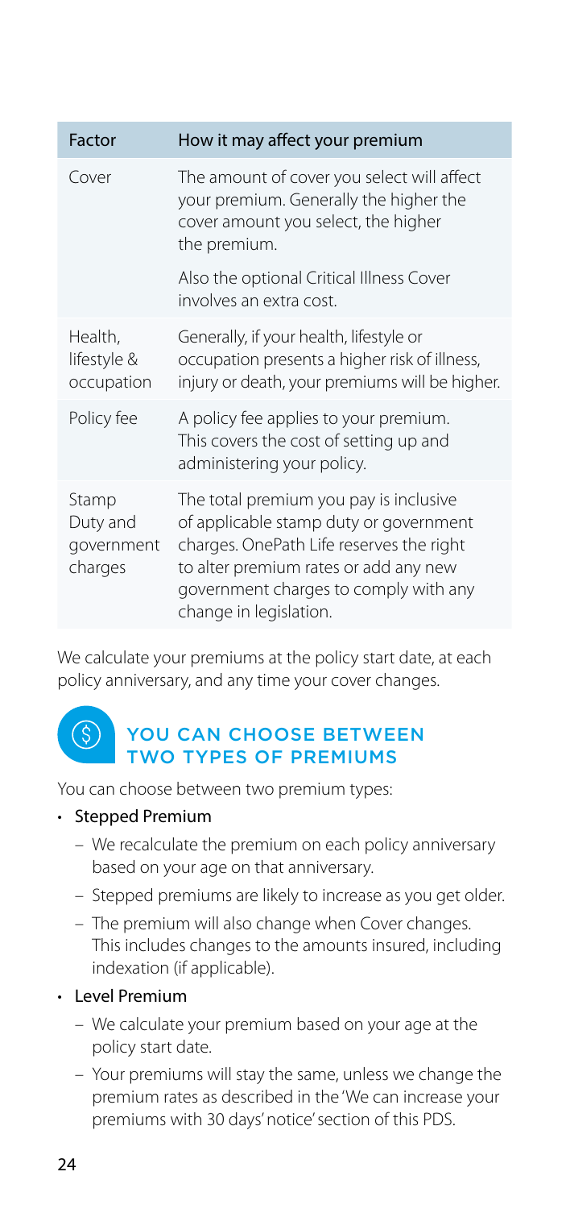| Factor | How it may affect your premium |
|---|---|
| Cover | The amount of cover you select will affect your premium. Generally the higher the cover amount you select, the higher the premium.<br><br>Also the optional Critical Illness Cover involves an extra cost. |
| Health, lifestyle & occupation | Generally, if your health, lifestyle or occupation presents a higher risk of illness, injury or death, your premiums will be higher. |
| Policy fee | A policy fee applies to your premium. This covers the cost of setting up and administering your policy. |
| Stamp Duty and government charges | The total premium you pay is inclusive of applicable stamp duty or government charges. OnePath Life reserves the right to alter premium rates or add any new government charges to comply with any change in legislation. |

We calculate your premiums at the policy start date, at each policy anniversary, and any time your cover changes.

## YOU CAN CHOOSE BETWEEN TWO TYPES OF PREMIUMS

You can choose between two premium types:

- Stepped Premium
  - We recalculate the premium on each policy anniversary based on your age on that anniversary.
  - Stepped premiums are likely to increase as you get older.
  - The premium will also change when Cover changes. This includes changes to the amounts insured, including indexation (if applicable).
- Level Premium
  - We calculate your premium based on your age at the policy start date.
  - Your premiums will stay the same, unless we change the premium rates as described in the 'We can increase your premiums with 30 days' notice' section of this PDS.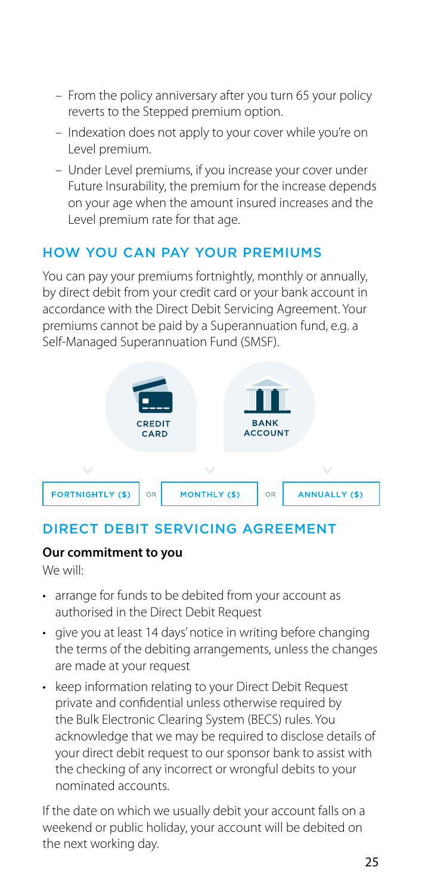- From the policy anniversary after you turn 65 your policy reverts to the Stepped premium option.
- Indexation does not apply to your cover while you're on Level premium.
- Under Level premiums, if you increase your cover under Future Insurability, the premium for the increase depends on your age when the amount insured increases and the Level premium rate for that age.

## HOW YOU CAN PAY YOUR PREMIUMS

You can pay your premiums fortnightly, monthly or annually, by direct debit from your credit card or your bank account in accordance with the Direct Debit Servicing Agreement. Your premiums cannot be paid by a Superannuation fund, e.g. a Self-Managed Superannuation Fund (SMSF).

CREDIT CARD | BANK ACCOUNT

FORTNIGHTLY ($) OR MONTHLY ($) OR ANNUALLY ($)

## DIRECT DEBIT SERVICING AGREEMENT

**Our commitment to you**

We will:

- arrange for funds to be debited from your account as authorised in the Direct Debit Request
- give you at least 14 days' notice in writing before changing the terms of the debiting arrangements, unless the changes are made at your request
- keep information relating to your Direct Debit Request private and confidential unless otherwise required by the Bulk Electronic Clearing System (BECS) rules. You acknowledge that we may be required to disclose details of your direct debit request to our sponsor bank to assist with the checking of any incorrect or wrongful debits to your nominated accounts.

If the date on which we usually debit your account falls on a weekend or public holiday, your account will be debited on the next working day.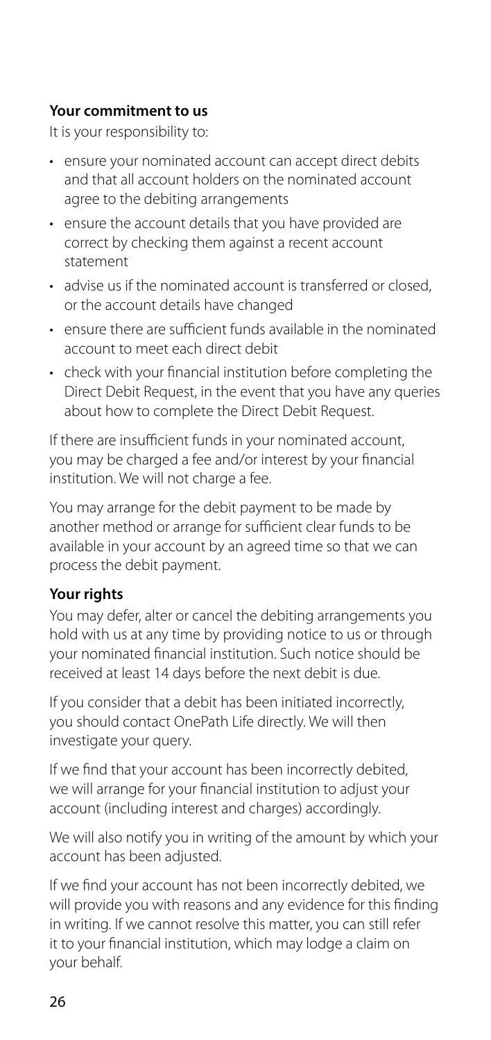### Your commitment to us

It is your responsibility to:

- ensure your nominated account can accept direct debits and that all account holders on the nominated account agree to the debiting arrangements
- ensure the account details that you have provided are correct by checking them against a recent account statement
- advise us if the nominated account is transferred or closed, or the account details have changed
- ensure there are sufficient funds available in the nominated account to meet each direct debit
- check with your financial institution before completing the Direct Debit Request, in the event that you have any queries about how to complete the Direct Debit Request.

If there are insufficient funds in your nominated account, you may be charged a fee and/or interest by your financial institution. We will not charge a fee.

You may arrange for the debit payment to be made by another method or arrange for sufficient clear funds to be available in your account by an agreed time so that we can process the debit payment.

### Your rights

You may defer, alter or cancel the debiting arrangements you hold with us at any time by providing notice to us or through your nominated financial institution. Such notice should be received at least 14 days before the next debit is due.

If you consider that a debit has been initiated incorrectly, you should contact OnePath Life directly. We will then investigate your query.

If we find that your account has been incorrectly debited, we will arrange for your financial institution to adjust your account (including interest and charges) accordingly.

We will also notify you in writing of the amount by which your account has been adjusted.

If we find your account has not been incorrectly debited, we will provide you with reasons and any evidence for this finding in writing. If we cannot resolve this matter, you can still refer it to your financial institution, which may lodge a claim on your behalf.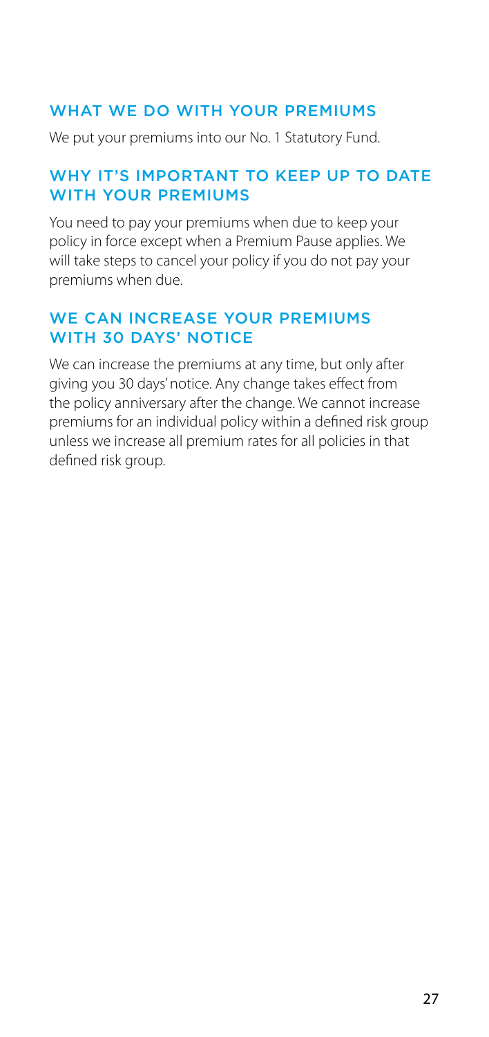## WHAT WE DO WITH YOUR PREMIUMS

We put your premiums into our No. 1 Statutory Fund.

## WHY IT'S IMPORTANT TO KEEP UP TO DATE WITH YOUR PREMIUMS

You need to pay your premiums when due to keep your policy in force except when a Premium Pause applies. We will take steps to cancel your policy if you do not pay your premiums when due.

## WE CAN INCREASE YOUR PREMIUMS WITH 30 DAYS' NOTICE

We can increase the premiums at any time, but only after giving you 30 days' notice. Any change takes effect from the policy anniversary after the change. We cannot increase premiums for an individual policy within a defined risk group unless we increase all premium rates for all policies in that defined risk group.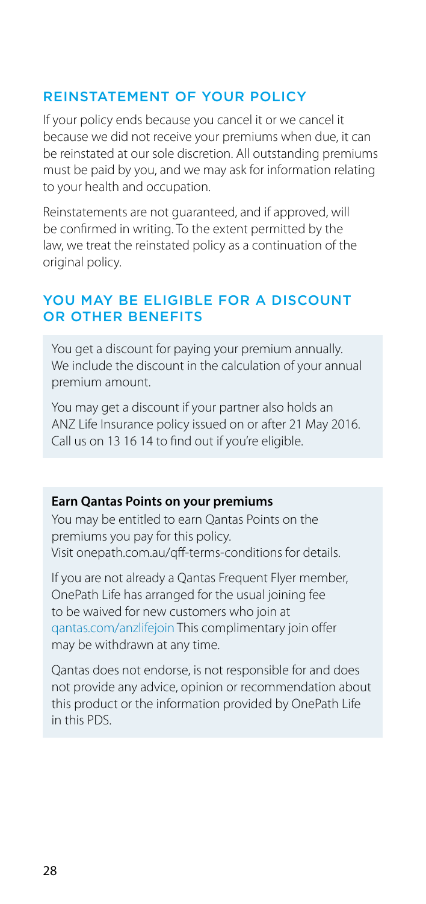## REINSTATEMENT OF YOUR POLICY

If your policy ends because you cancel it or we cancel it because we did not receive your premiums when due, it can be reinstated at our sole discretion. All outstanding premiums must be paid by you, and we may ask for information relating to your health and occupation.

Reinstatements are not guaranteed, and if approved, will be confirmed in writing. To the extent permitted by the law, we treat the reinstated policy as a continuation of the original policy.

## YOU MAY BE ELIGIBLE FOR A DISCOUNT OR OTHER BENEFITS

You get a discount for paying your premium annually. We include the discount in the calculation of your annual premium amount.

You may get a discount if your partner also holds an ANZ Life Insurance policy issued on or after 21 May 2016. Call us on 13 16 14 to find out if you're eligible.

**Earn Qantas Points on your premiums**

You may be entitled to earn Qantas Points on the premiums you pay for this policy. Visit onepath.com.au/qff-terms-conditions for details.

If you are not already a Qantas Frequent Flyer member, OnePath Life has arranged for the usual joining fee to be waived for new customers who join at qantas.com/anzlifejoin This complimentary join offer may be withdrawn at any time.

Qantas does not endorse, is not responsible for and does not provide any advice, opinion or recommendation about this product or the information provided by OnePath Life in this PDS.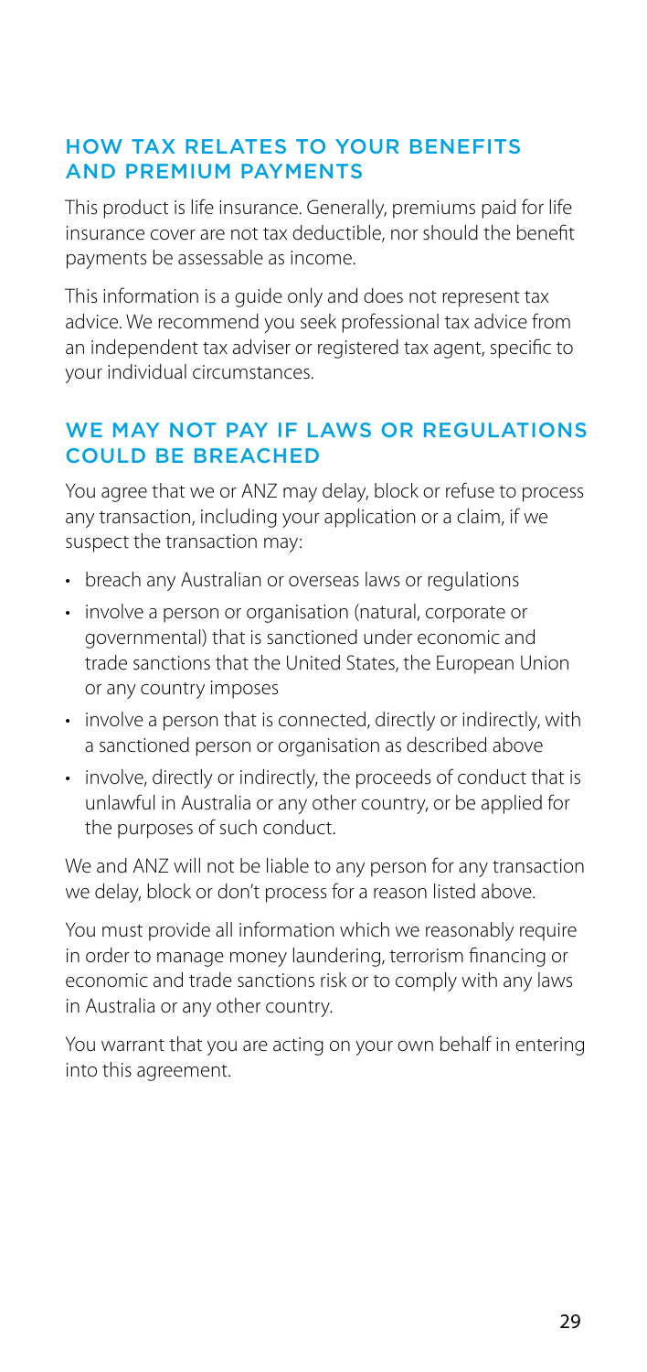## HOW TAX RELATES TO YOUR BENEFITS AND PREMIUM PAYMENTS

This product is life insurance. Generally, premiums paid for life insurance cover are not tax deductible, nor should the benefit payments be assessable as income.

This information is a guide only and does not represent tax advice. We recommend you seek professional tax advice from an independent tax adviser or registered tax agent, specific to your individual circumstances.

## WE MAY NOT PAY IF LAWS OR REGULATIONS COULD BE BREACHED

You agree that we or ANZ may delay, block or refuse to process any transaction, including your application or a claim, if we suspect the transaction may:

- breach any Australian or overseas laws or regulations
- involve a person or organisation (natural, corporate or governmental) that is sanctioned under economic and trade sanctions that the United States, the European Union or any country imposes
- involve a person that is connected, directly or indirectly, with a sanctioned person or organisation as described above
- involve, directly or indirectly, the proceeds of conduct that is unlawful in Australia or any other country, or be applied for the purposes of such conduct.

We and ANZ will not be liable to any person for any transaction we delay, block or don't process for a reason listed above.

You must provide all information which we reasonably require in order to manage money laundering, terrorism financing or economic and trade sanctions risk or to comply with any laws in Australia or any other country.

You warrant that you are acting on your own behalf in entering into this agreement.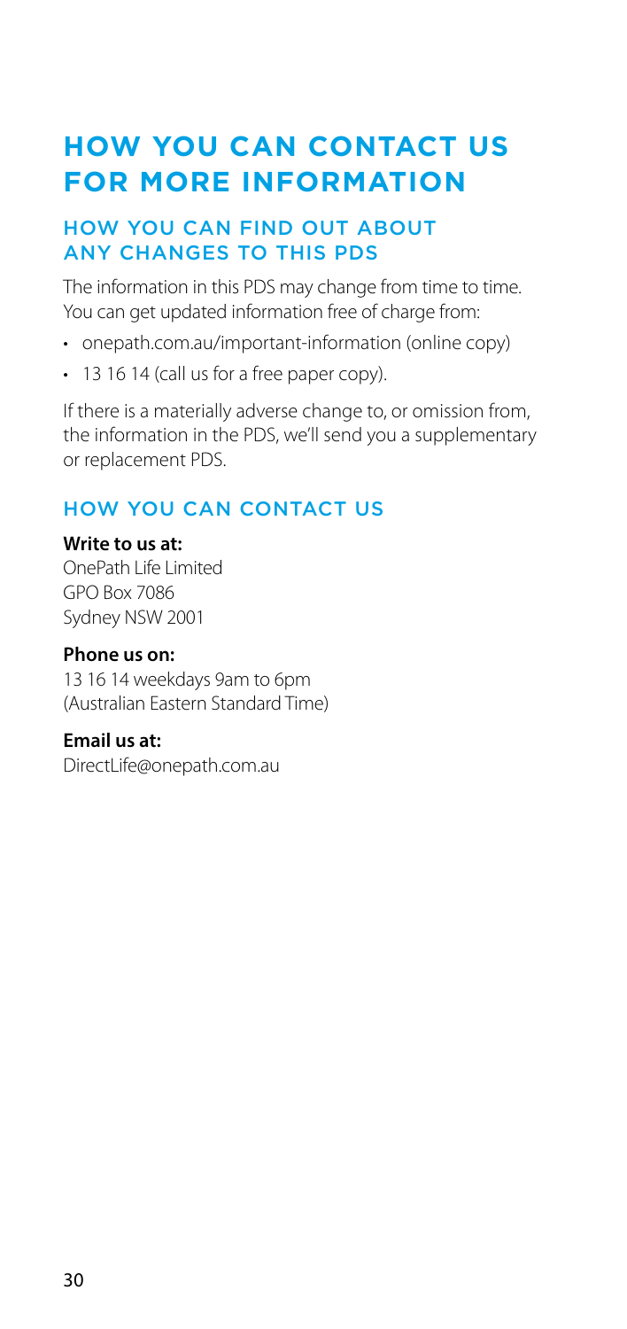# HOW YOU CAN CONTACT US FOR MORE INFORMATION

## HOW YOU CAN FIND OUT ABOUT ANY CHANGES TO THIS PDS

The information in this PDS may change from time to time. You can get updated information free of charge from:

- onepath.com.au/important-information (online copy)
- 13 16 14 (call us for a free paper copy).

If there is a materially adverse change to, or omission from, the information in the PDS, we'll send you a supplementary or replacement PDS.

## HOW YOU CAN CONTACT US

**Write to us at:**
OnePath Life Limited
GPO Box 7086
Sydney NSW 2001

**Phone us on:**
13 16 14 weekdays 9am to 6pm
(Australian Eastern Standard Time)

**Email us at:**
DirectLife@onepath.com.au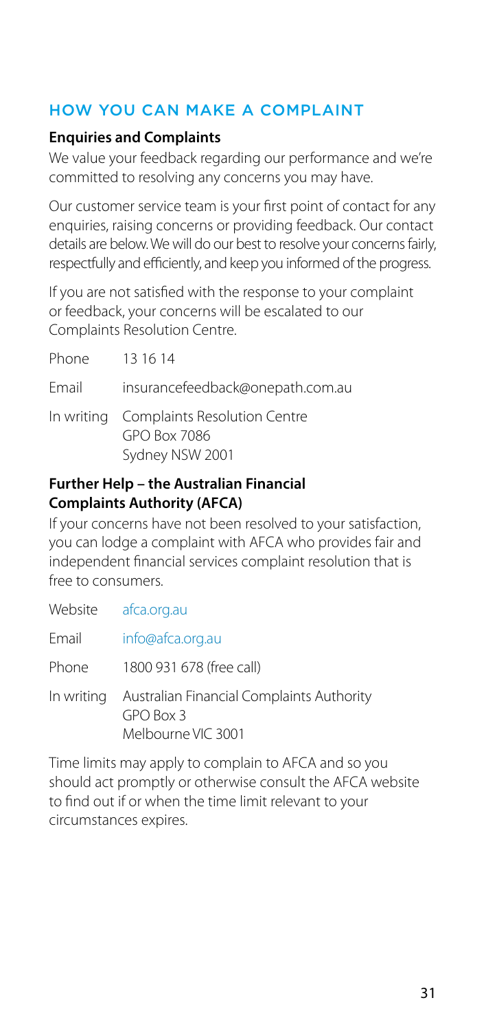## HOW YOU CAN MAKE A COMPLAINT

### Enquiries and Complaints

We value your feedback regarding our performance and we're committed to resolving any concerns you may have.

Our customer service team is your first point of contact for any enquiries, raising concerns or providing feedback. Our contact details are below. We will do our best to resolve your concerns fairly, respectfully and efficiently, and keep you informed of the progress.

If you are not satisfied with the response to your complaint or feedback, your concerns will be escalated to our Complaints Resolution Centre.

| | |
|---|---|
| Phone | 13 16 14 |
| Email | insurancefeedback@onepath.com.au |
| In writing | Complaints Resolution Centre<br>GPO Box 7086<br>Sydney NSW 2001 |

### Further Help – the Australian Financial Complaints Authority (AFCA)

If your concerns have not been resolved to your satisfaction, you can lodge a complaint with AFCA who provides fair and independent financial services complaint resolution that is free to consumers.

| | |
|---|---|
| Website | afca.org.au |
| Email | info@afca.org.au |
| Phone | 1800 931 678 (free call) |
| In writing | Australian Financial Complaints Authority<br>GPO Box 3<br>Melbourne VIC 3001 |

Time limits may apply to complain to AFCA and so you should act promptly or otherwise consult the AFCA website to find out if or when the time limit relevant to your circumstances expires.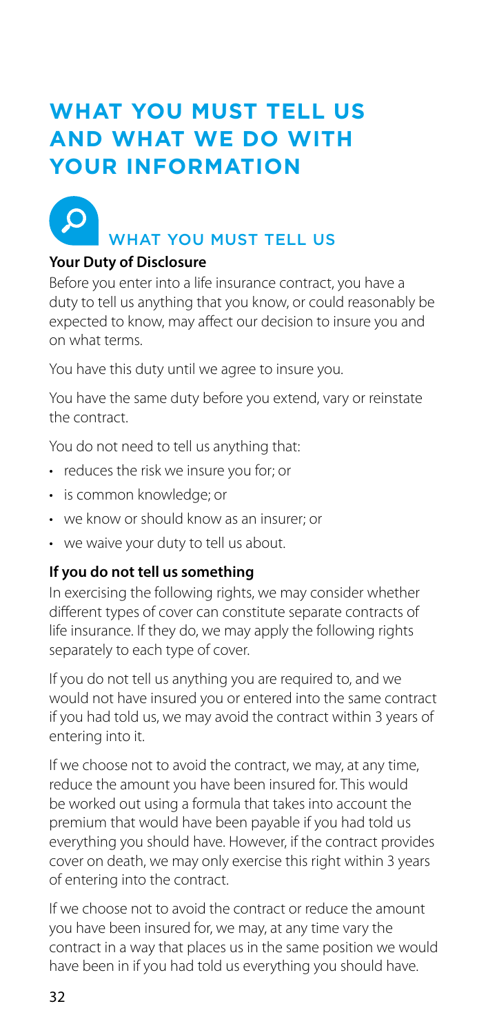# WHAT YOU MUST TELL US AND WHAT WE DO WITH YOUR INFORMATION

## WHAT YOU MUST TELL US

**Your Duty of Disclosure**

Before you enter into a life insurance contract, you have a duty to tell us anything that you know, or could reasonably be expected to know, may affect our decision to insure you and on what terms.

You have this duty until we agree to insure you.

You have the same duty before you extend, vary or reinstate the contract.

You do not need to tell us anything that:

- reduces the risk we insure you for; or
- is common knowledge; or
- we know or should know as an insurer; or
- we waive your duty to tell us about.

**If you do not tell us something**

In exercising the following rights, we may consider whether different types of cover can constitute separate contracts of life insurance. If they do, we may apply the following rights separately to each type of cover.

If you do not tell us anything you are required to, and we would not have insured you or entered into the same contract if you had told us, we may avoid the contract within 3 years of entering into it.

If we choose not to avoid the contract, we may, at any time, reduce the amount you have been insured for. This would be worked out using a formula that takes into account the premium that would have been payable if you had told us everything you should have. However, if the contract provides cover on death, we may only exercise this right within 3 years of entering into the contract.

If we choose not to avoid the contract or reduce the amount you have been insured for, we may, at any time vary the contract in a way that places us in the same position we would have been in if you had told us everything you should have.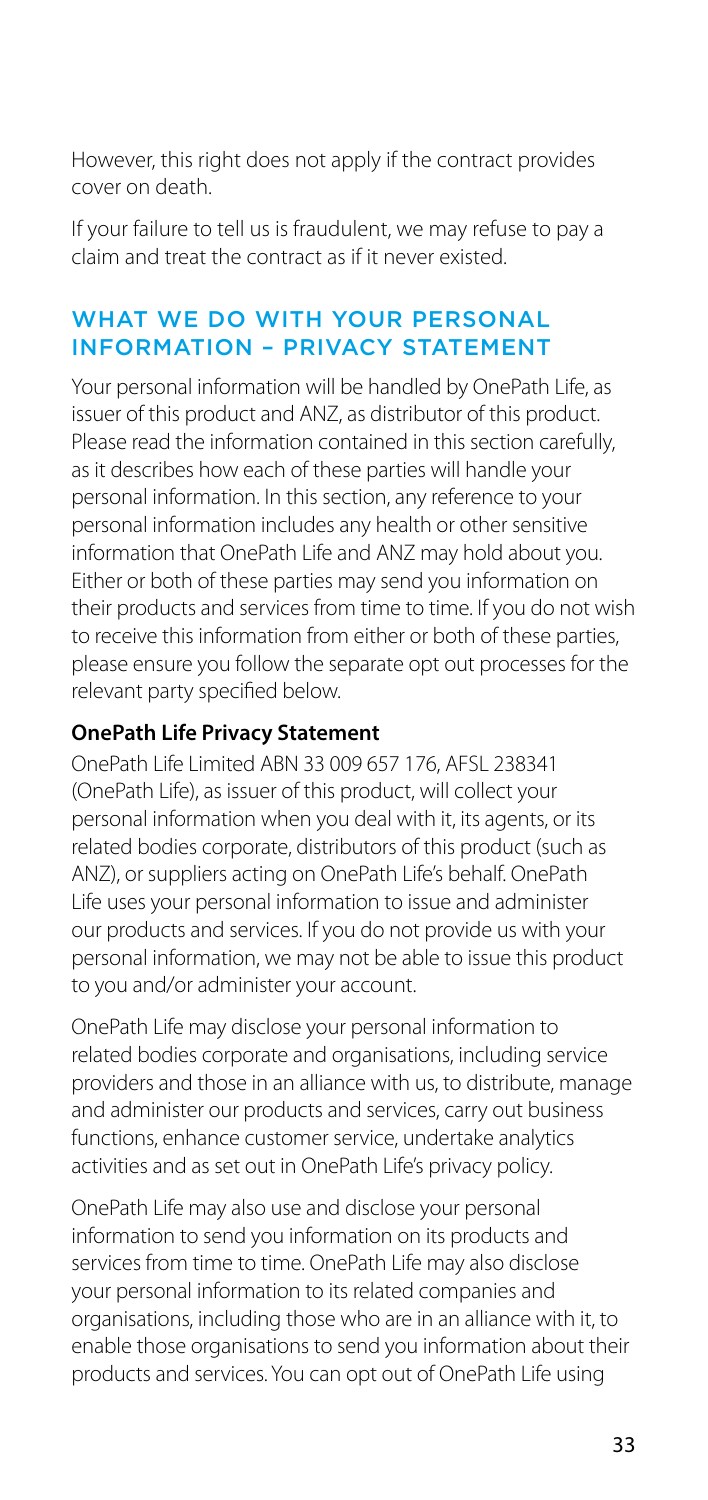However, this right does not apply if the contract provides cover on death.

If your failure to tell us is fraudulent, we may refuse to pay a claim and treat the contract as if it never existed.

## WHAT WE DO WITH YOUR PERSONAL INFORMATION – PRIVACY STATEMENT

Your personal information will be handled by OnePath Life, as issuer of this product and ANZ, as distributor of this product. Please read the information contained in this section carefully, as it describes how each of these parties will handle your personal information. In this section, any reference to your personal information includes any health or other sensitive information that OnePath Life and ANZ may hold about you. Either or both of these parties may send you information on their products and services from time to time. If you do not wish to receive this information from either or both of these parties, please ensure you follow the separate opt out processes for the relevant party specified below.

**OnePath Life Privacy Statement**

OnePath Life Limited ABN 33 009 657 176, AFSL 238341 (OnePath Life), as issuer of this product, will collect your personal information when you deal with it, its agents, or its related bodies corporate, distributors of this product (such as ANZ), or suppliers acting on OnePath Life's behalf. OnePath Life uses your personal information to issue and administer our products and services. If you do not provide us with your personal information, we may not be able to issue this product to you and/or administer your account.

OnePath Life may disclose your personal information to related bodies corporate and organisations, including service providers and those in an alliance with us, to distribute, manage and administer our products and services, carry out business functions, enhance customer service, undertake analytics activities and as set out in OnePath Life's privacy policy.

OnePath Life may also use and disclose your personal information to send you information on its products and services from time to time. OnePath Life may also disclose your personal information to its related companies and organisations, including those who are in an alliance with it, to enable those organisations to send you information about their products and services. You can opt out of OnePath Life using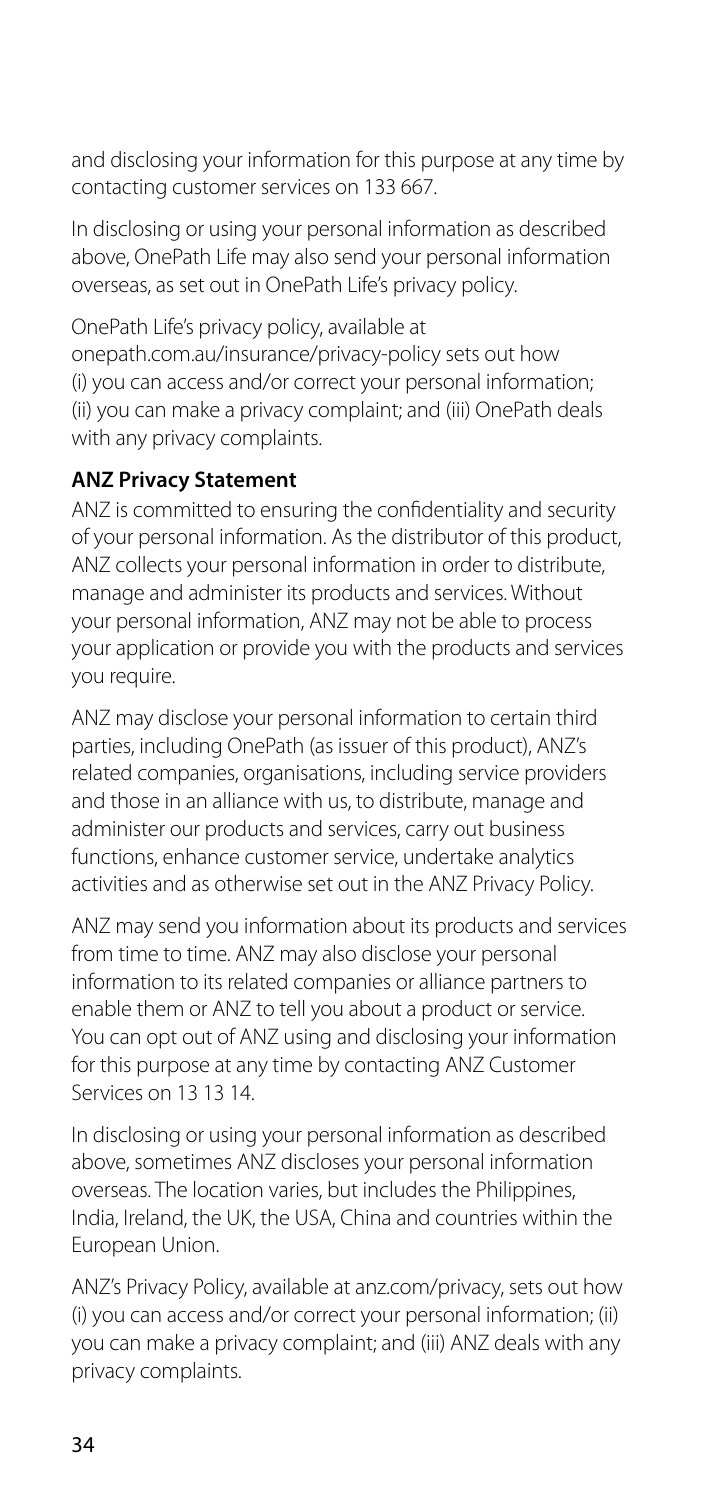and disclosing your information for this purpose at any time by contacting customer services on 133 667.

In disclosing or using your personal information as described above, OnePath Life may also send your personal information overseas, as set out in OnePath Life's privacy policy.

OnePath Life's privacy policy, available at onepath.com.au/insurance/privacy-policy sets out how (i) you can access and/or correct your personal information; (ii) you can make a privacy complaint; and (iii) OnePath deals with any privacy complaints.

**ANZ Privacy Statement**

ANZ is committed to ensuring the confidentiality and security of your personal information. As the distributor of this product, ANZ collects your personal information in order to distribute, manage and administer its products and services. Without your personal information, ANZ may not be able to process your application or provide you with the products and services you require.

ANZ may disclose your personal information to certain third parties, including OnePath (as issuer of this product), ANZ's related companies, organisations, including service providers and those in an alliance with us, to distribute, manage and administer our products and services, carry out business functions, enhance customer service, undertake analytics activities and as otherwise set out in the ANZ Privacy Policy.

ANZ may send you information about its products and services from time to time. ANZ may also disclose your personal information to its related companies or alliance partners to enable them or ANZ to tell you about a product or service. You can opt out of ANZ using and disclosing your information for this purpose at any time by contacting ANZ Customer Services on 13 13 14.

In disclosing or using your personal information as described above, sometimes ANZ discloses your personal information overseas. The location varies, but includes the Philippines, India, Ireland, the UK, the USA, China and countries within the European Union.

ANZ's Privacy Policy, available at anz.com/privacy, sets out how (i) you can access and/or correct your personal information; (ii) you can make a privacy complaint; and (iii) ANZ deals with any privacy complaints.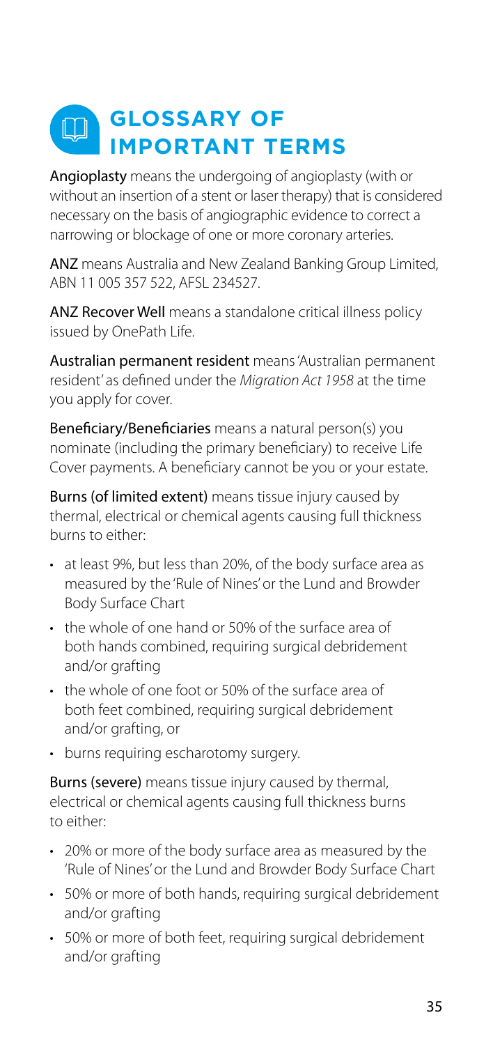# GLOSSARY OF IMPORTANT TERMS

**Angioplasty** means the undergoing of angioplasty (with or without an insertion of a stent or laser therapy) that is considered necessary on the basis of angiographic evidence to correct a narrowing or blockage of one or more coronary arteries.

**ANZ** means Australia and New Zealand Banking Group Limited, ABN 11 005 357 522, AFSL 234527.

**ANZ Recover Well** means a standalone critical illness policy issued by OnePath Life.

**Australian permanent resident** means 'Australian permanent resident' as defined under the *Migration Act 1958* at the time you apply for cover.

**Beneficiary/Beneficiaries** means a natural person(s) you nominate (including the primary beneficiary) to receive Life Cover payments. A beneficiary cannot be you or your estate.

**Burns (of limited extent)** means tissue injury caused by thermal, electrical or chemical agents causing full thickness burns to either:

- at least 9%, but less than 20%, of the body surface area as measured by the 'Rule of Nines' or the Lund and Browder Body Surface Chart
- the whole of one hand or 50% of the surface area of both hands combined, requiring surgical debridement and/or grafting
- the whole of one foot or 50% of the surface area of both feet combined, requiring surgical debridement and/or grafting, or
- burns requiring escharotomy surgery.

**Burns (severe)** means tissue injury caused by thermal, electrical or chemical agents causing full thickness burns to either:

- 20% or more of the body surface area as measured by the 'Rule of Nines' or the Lund and Browder Body Surface Chart
- 50% or more of both hands, requiring surgical debridement and/or grafting
- 50% or more of both feet, requiring surgical debridement and/or grafting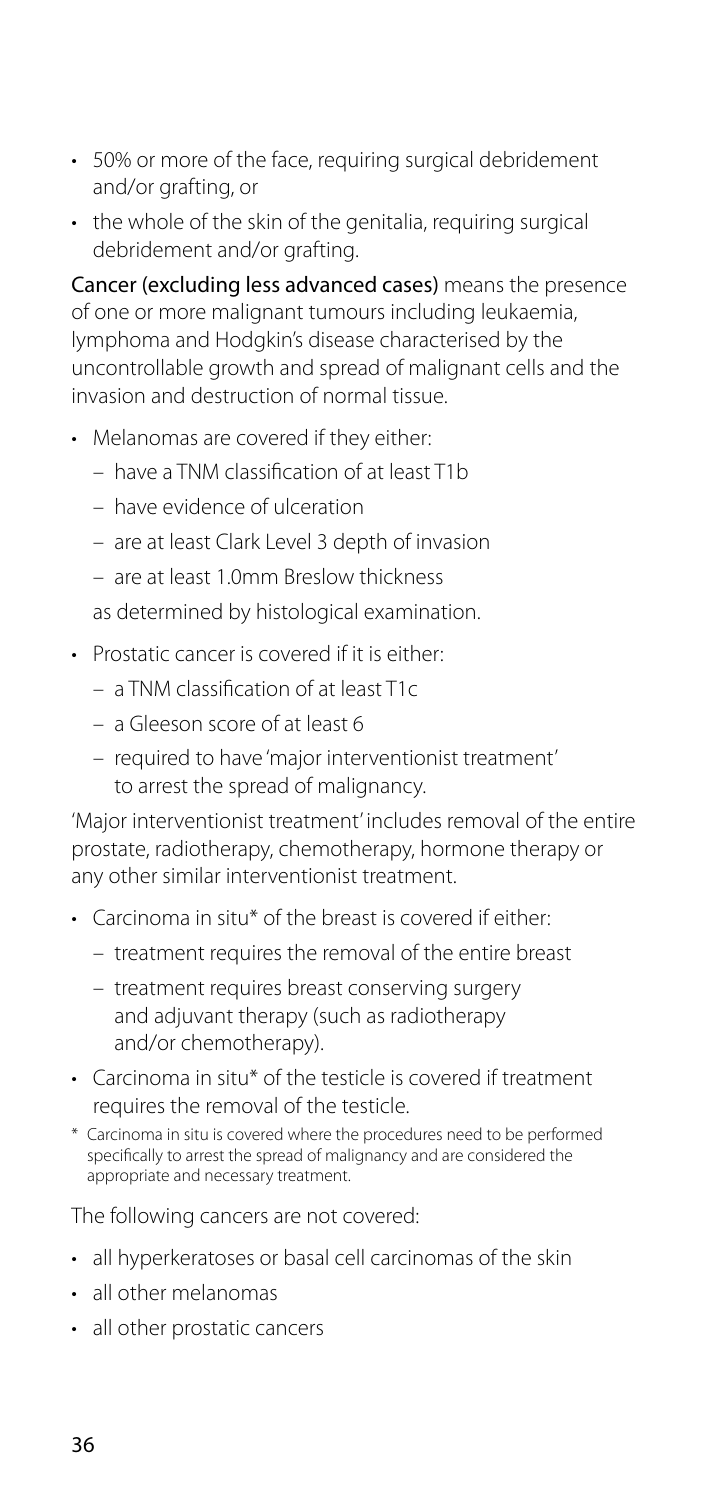- 50% or more of the face, requiring surgical debridement and/or grafting, or
- the whole of the skin of the genitalia, requiring surgical debridement and/or grafting.

**Cancer (excluding less advanced cases)** means the presence of one or more malignant tumours including leukaemia, lymphoma and Hodgkin's disease characterised by the uncontrollable growth and spread of malignant cells and the invasion and destruction of normal tissue.

- Melanomas are covered if they either:
  - have a TNM classification of at least T1b
  - have evidence of ulceration
  - are at least Clark Level 3 depth of invasion
  - are at least 1.0mm Breslow thickness

  as determined by histological examination.
- Prostatic cancer is covered if it is either:
  - a TNM classification of at least T1c
  - a Gleeson score of at least 6
  - required to have 'major interventionist treatment' to arrest the spread of malignancy.

'Major interventionist treatment' includes removal of the entire prostate, radiotherapy, chemotherapy, hormone therapy or any other similar interventionist treatment.

- Carcinoma in situ* of the breast is covered if either:
  - treatment requires the removal of the entire breast
  - treatment requires breast conserving surgery and adjuvant therapy (such as radiotherapy and/or chemotherapy).
- Carcinoma in situ* of the testicle is covered if treatment requires the removal of the testicle.

\* Carcinoma in situ is covered where the procedures need to be performed specifically to arrest the spread of malignancy and are considered the appropriate and necessary treatment.

The following cancers are not covered:

- all hyperkeratoses or basal cell carcinomas of the skin
- all other melanomas
- all other prostatic cancers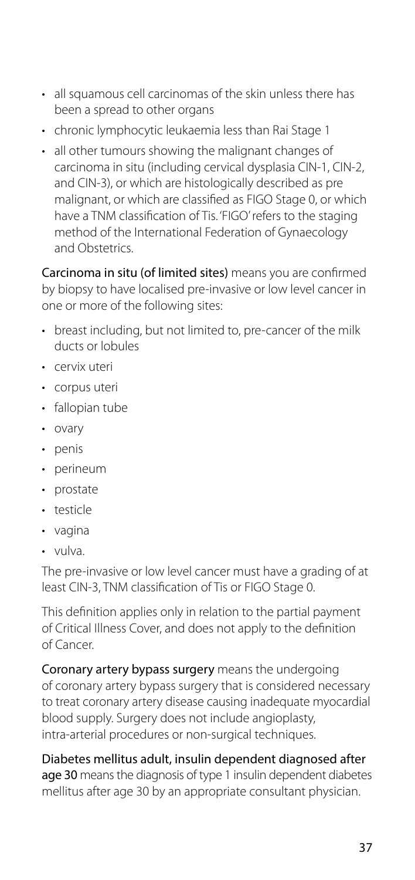- all squamous cell carcinomas of the skin unless there has been a spread to other organs
- chronic lymphocytic leukaemia less than Rai Stage 1
- all other tumours showing the malignant changes of carcinoma in situ (including cervical dysplasia CIN-1, CIN-2, and CIN-3), or which are histologically described as pre malignant, or which are classified as FIGO Stage 0, or which have a TNM classification of Tis. 'FIGO' refers to the staging method of the International Federation of Gynaecology and Obstetrics.

**Carcinoma in situ (of limited sites)** means you are confirmed by biopsy to have localised pre-invasive or low level cancer in one or more of the following sites:

- breast including, but not limited to, pre-cancer of the milk ducts or lobules
- cervix uteri
- corpus uteri
- fallopian tube
- ovary
- penis
- perineum
- prostate
- testicle
- vagina
- vulva.

The pre-invasive or low level cancer must have a grading of at least CIN-3, TNM classification of Tis or FIGO Stage 0.

This definition applies only in relation to the partial payment of Critical Illness Cover, and does not apply to the definition of Cancer.

**Coronary artery bypass surgery** means the undergoing of coronary artery bypass surgery that is considered necessary to treat coronary artery disease causing inadequate myocardial blood supply. Surgery does not include angioplasty, intra-arterial procedures or non-surgical techniques.

**Diabetes mellitus adult, insulin dependent diagnosed after age 30** means the diagnosis of type 1 insulin dependent diabetes mellitus after age 30 by an appropriate consultant physician.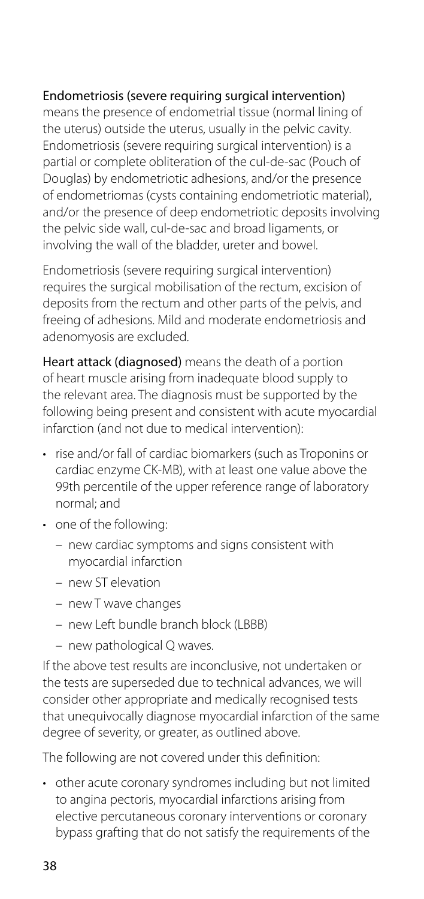**Endometriosis (severe requiring surgical intervention)** means the presence of endometrial tissue (normal lining of the uterus) outside the uterus, usually in the pelvic cavity. Endometriosis (severe requiring surgical intervention) is a partial or complete obliteration of the cul-de-sac (Pouch of Douglas) by endometriotic adhesions, and/or the presence of endometriomas (cysts containing endometriotic material), and/or the presence of deep endometriotic deposits involving the pelvic side wall, cul-de-sac and broad ligaments, or involving the wall of the bladder, ureter and bowel.

Endometriosis (severe requiring surgical intervention) requires the surgical mobilisation of the rectum, excision of deposits from the rectum and other parts of the pelvis, and freeing of adhesions. Mild and moderate endometriosis and adenomyosis are excluded.

**Heart attack (diagnosed)** means the death of a portion of heart muscle arising from inadequate blood supply to the relevant area. The diagnosis must be supported by the following being present and consistent with acute myocardial infarction (and not due to medical intervention):

- rise and/or fall of cardiac biomarkers (such as Troponins or cardiac enzyme CK-MB), with at least one value above the 99th percentile of the upper reference range of laboratory normal; and
- one of the following:
  - new cardiac symptoms and signs consistent with myocardial infarction
  - new ST elevation
  - new T wave changes
  - new Left bundle branch block (LBBB)
  - new pathological Q waves.

If the above test results are inconclusive, not undertaken or the tests are superseded due to technical advances, we will consider other appropriate and medically recognised tests that unequivocally diagnose myocardial infarction of the same degree of severity, or greater, as outlined above.

The following are not covered under this definition:

- other acute coronary syndromes including but not limited to angina pectoris, myocardial infarctions arising from elective percutaneous coronary interventions or coronary bypass grafting that do not satisfy the requirements of the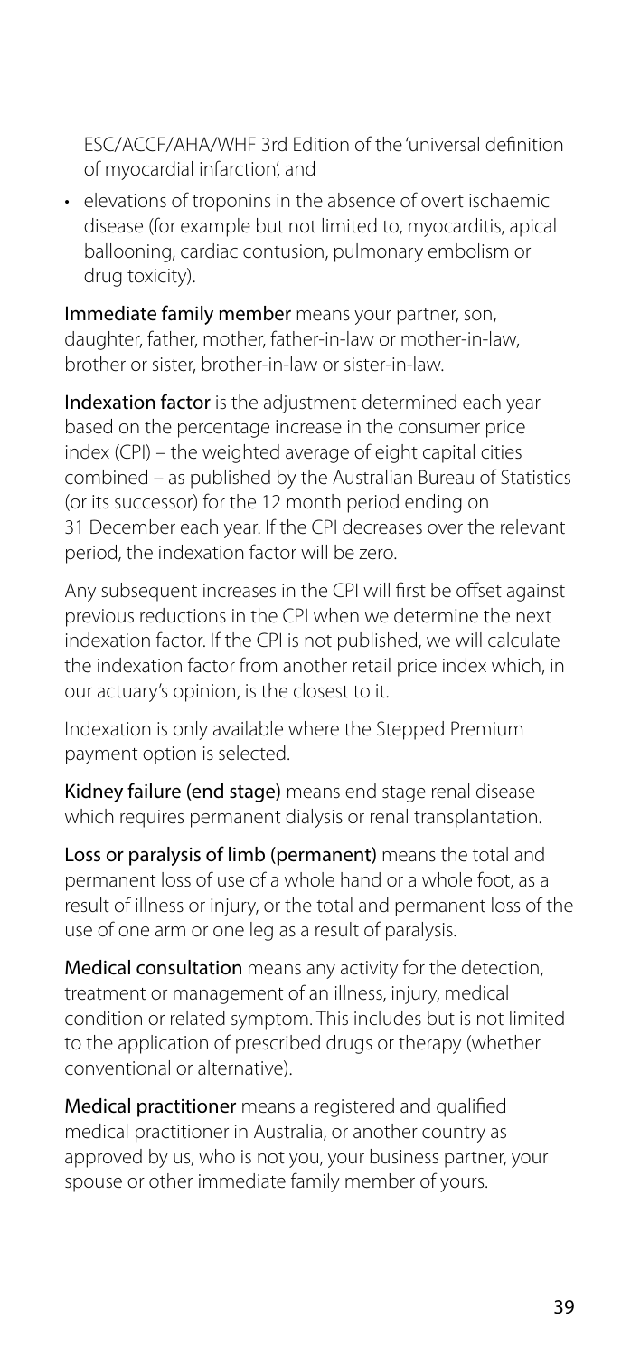ESC/ACCF/AHA/WHF 3rd Edition of the 'universal definition of myocardial infarction', and

- elevations of troponins in the absence of overt ischaemic disease (for example but not limited to, myocarditis, apical ballooning, cardiac contusion, pulmonary embolism or drug toxicity).

**Immediate family member** means your partner, son, daughter, father, mother, father-in-law or mother-in-law, brother or sister, brother-in-law or sister-in-law.

**Indexation factor** is the adjustment determined each year based on the percentage increase in the consumer price index (CPI) – the weighted average of eight capital cities combined – as published by the Australian Bureau of Statistics (or its successor) for the 12 month period ending on 31 December each year. If the CPI decreases over the relevant period, the indexation factor will be zero.

Any subsequent increases in the CPI will first be offset against previous reductions in the CPI when we determine the next indexation factor. If the CPI is not published, we will calculate the indexation factor from another retail price index which, in our actuary's opinion, is the closest to it.

Indexation is only available where the Stepped Premium payment option is selected.

**Kidney failure (end stage)** means end stage renal disease which requires permanent dialysis or renal transplantation.

**Loss or paralysis of limb (permanent)** means the total and permanent loss of use of a whole hand or a whole foot, as a result of illness or injury, or the total and permanent loss of the use of one arm or one leg as a result of paralysis.

**Medical consultation** means any activity for the detection, treatment or management of an illness, injury, medical condition or related symptom. This includes but is not limited to the application of prescribed drugs or therapy (whether conventional or alternative).

**Medical practitioner** means a registered and qualified medical practitioner in Australia, or another country as approved by us, who is not you, your business partner, your spouse or other immediate family member of yours.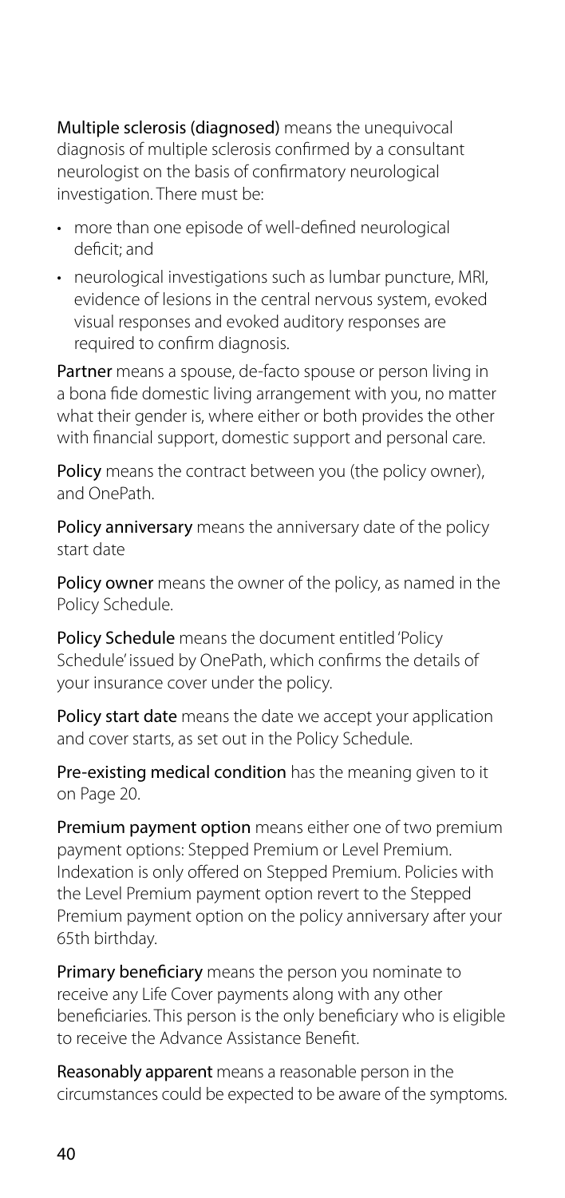**Multiple sclerosis (diagnosed)** means the unequivocal diagnosis of multiple sclerosis confirmed by a consultant neurologist on the basis of confirmatory neurological investigation. There must be:

- more than one episode of well-defined neurological deficit; and
- neurological investigations such as lumbar puncture, MRI, evidence of lesions in the central nervous system, evoked visual responses and evoked auditory responses are required to confirm diagnosis.

**Partner** means a spouse, de-facto spouse or person living in a bona fide domestic living arrangement with you, no matter what their gender is, where either or both provides the other with financial support, domestic support and personal care.

**Policy** means the contract between you (the policy owner), and OnePath.

**Policy anniversary** means the anniversary date of the policy start date

**Policy owner** means the owner of the policy, as named in the Policy Schedule.

**Policy Schedule** means the document entitled 'Policy Schedule' issued by OnePath, which confirms the details of your insurance cover under the policy.

**Policy start date** means the date we accept your application and cover starts, as set out in the Policy Schedule.

**Pre-existing medical condition** has the meaning given to it on Page 20.

**Premium payment option** means either one of two premium payment options: Stepped Premium or Level Premium. Indexation is only offered on Stepped Premium. Policies with the Level Premium payment option revert to the Stepped Premium payment option on the policy anniversary after your 65th birthday.

**Primary beneficiary** means the person you nominate to receive any Life Cover payments along with any other beneficiaries. This person is the only beneficiary who is eligible to receive the Advance Assistance Benefit.

**Reasonably apparent** means a reasonable person in the circumstances could be expected to be aware of the symptoms.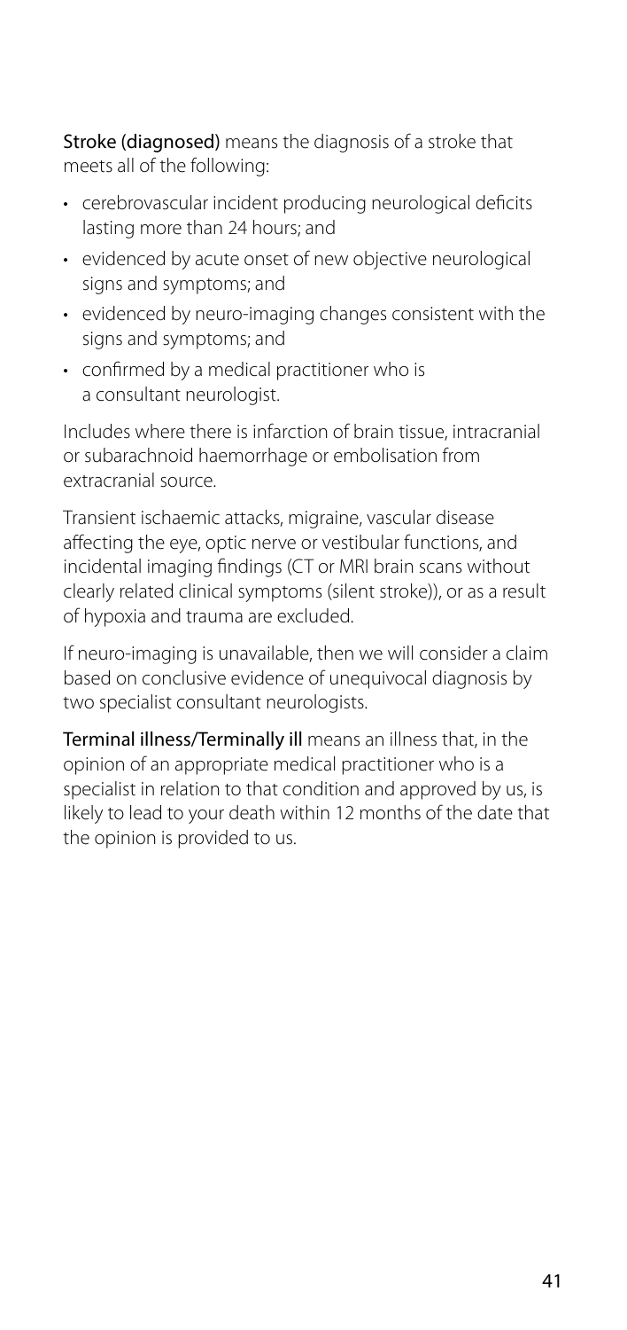**Stroke (diagnosed)** means the diagnosis of a stroke that meets all of the following:

- cerebrovascular incident producing neurological deficits lasting more than 24 hours; and
- evidenced by acute onset of new objective neurological signs and symptoms; and
- evidenced by neuro-imaging changes consistent with the signs and symptoms; and
- confirmed by a medical practitioner who is a consultant neurologist.

Includes where there is infarction of brain tissue, intracranial or subarachnoid haemorrhage or embolisation from extracranial source.

Transient ischaemic attacks, migraine, vascular disease affecting the eye, optic nerve or vestibular functions, and incidental imaging findings (CT or MRI brain scans without clearly related clinical symptoms (silent stroke)), or as a result of hypoxia and trauma are excluded.

If neuro-imaging is unavailable, then we will consider a claim based on conclusive evidence of unequivocal diagnosis by two specialist consultant neurologists.

**Terminal illness/Terminally ill** means an illness that, in the opinion of an appropriate medical practitioner who is a specialist in relation to that condition and approved by us, is likely to lead to your death within 12 months of the date that the opinion is provided to us.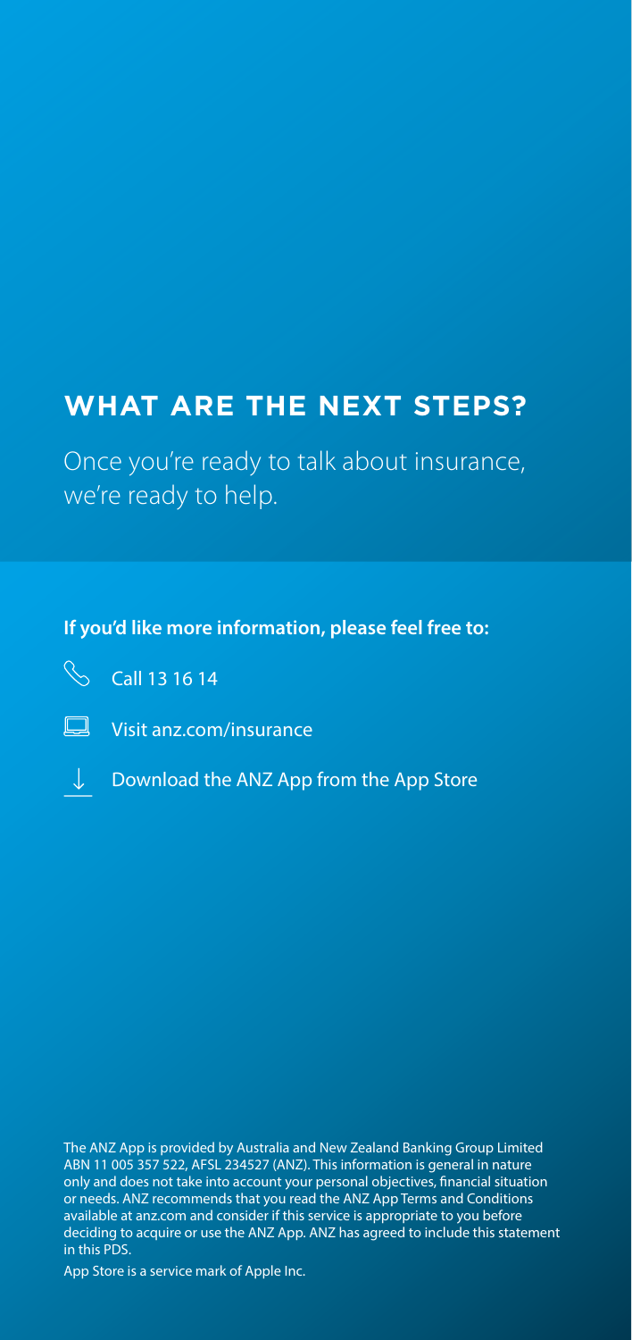## WHAT ARE THE NEXT STEPS?

Once you're ready to talk about insurance, we're ready to help.

**If you'd like more information, please feel free to:**

- Call 13 16 14
- Visit anz.com/insurance
- Download the ANZ App from the App Store

The ANZ App is provided by Australia and New Zealand Banking Group Limited ABN 11 005 357 522, AFSL 234527 (ANZ). This information is general in nature only and does not take into account your personal objectives, financial situation or needs. ANZ recommends that you read the ANZ App Terms and Conditions available at anz.com and consider if this service is appropriate to you before deciding to acquire or use the ANZ App. ANZ has agreed to include this statement in this PDS.

App Store is a service mark of Apple Inc.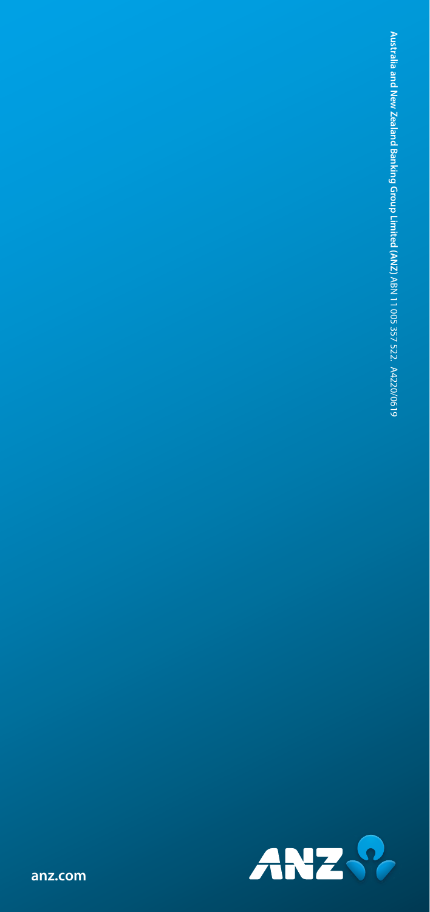**Australia and New Zealand Banking Group Limited (ANZ)** ABN 11 005 357 522. A4220/0619

anz.com